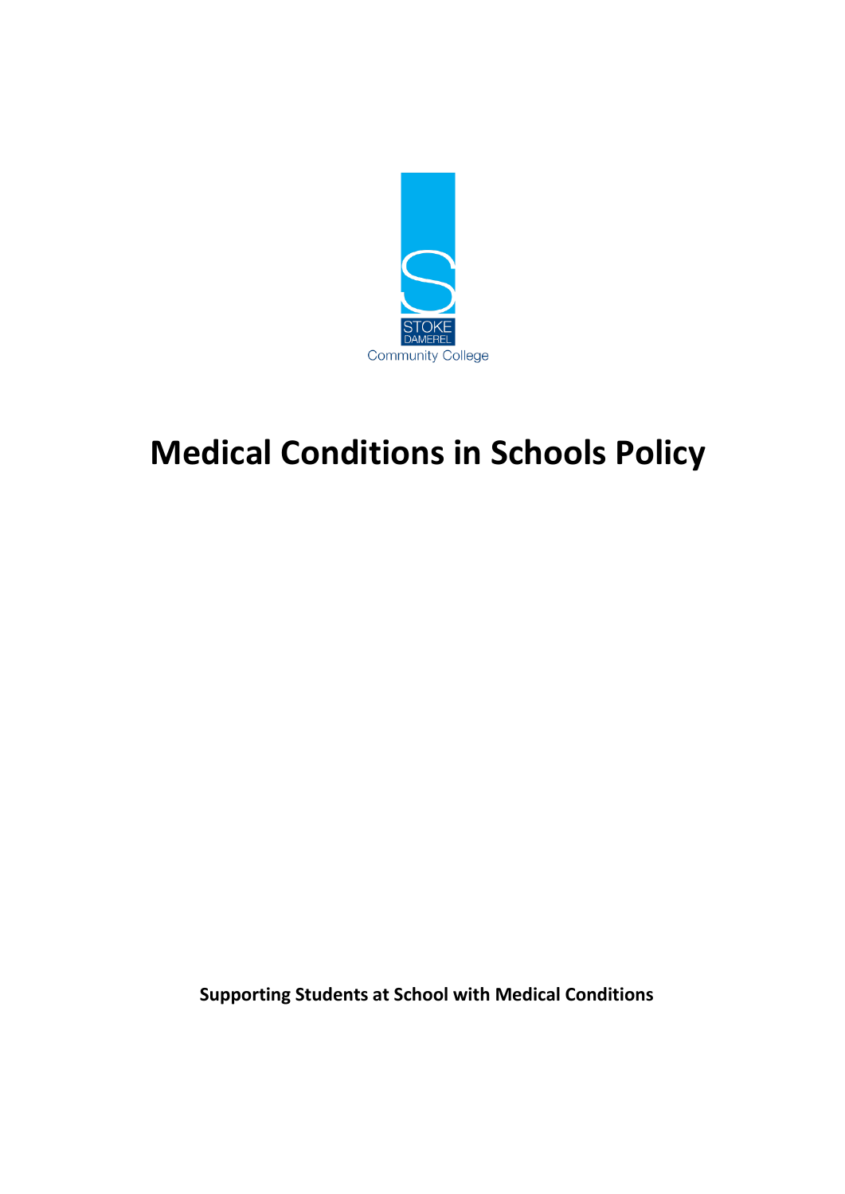STOKE DAMEREL Community College

# Medical Conditions in Schools Policy

**Supporting Students at School with Medical Conditions**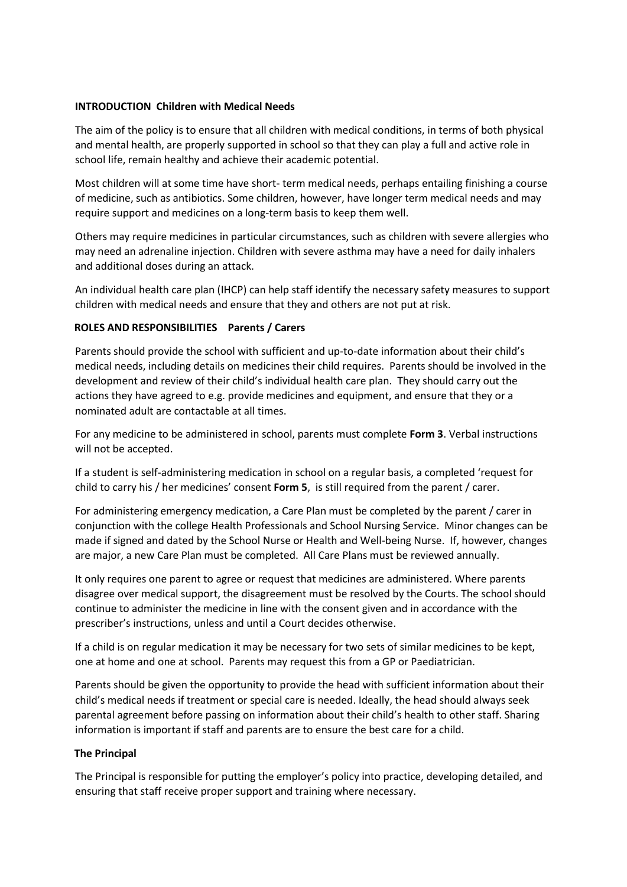**INTRODUCTION Children with Medical Needs**

The aim of the policy is to ensure that all children with medical conditions, in terms of both physical and mental health, are properly supported in school so that they can play a full and active role in school life, remain healthy and achieve their academic potential.

Most children will at some time have short- term medical needs, perhaps entailing finishing a course of medicine, such as antibiotics. Some children, however, have longer term medical needs and may require support and medicines on a long-term basis to keep them well.

Others may require medicines in particular circumstances, such as children with severe allergies who may need an adrenaline injection. Children with severe asthma may have a need for daily inhalers and additional doses during an attack.

An individual health care plan (IHCP) can help staff identify the necessary safety measures to support children with medical needs and ensure that they and others are not put at risk.

**ROLES AND RESPONSIBILITIES Parents / Carers**

Parents should provide the school with sufficient and up-to-date information about their child's medical needs, including details on medicines their child requires. Parents should be involved in the development and review of their child's individual health care plan. They should carry out the actions they have agreed to e.g. provide medicines and equipment, and ensure that they or a nominated adult are contactable at all times.

For any medicine to be administered in school, parents must complete **Form 3**. Verbal instructions will not be accepted.

If a student is self-administering medication in school on a regular basis, a completed 'request for child to carry his / her medicines' consent **Form 5**, is still required from the parent / carer.

For administering emergency medication, a Care Plan must be completed by the parent / carer in conjunction with the college Health Professionals and School Nursing Service. Minor changes can be made if signed and dated by the School Nurse or Health and Well-being Nurse. If, however, changes are major, a new Care Plan must be completed. All Care Plans must be reviewed annually.

It only requires one parent to agree or request that medicines are administered. Where parents disagree over medical support, the disagreement must be resolved by the Courts. The school should continue to administer the medicine in line with the consent given and in accordance with the prescriber's instructions, unless and until a Court decides otherwise.

If a child is on regular medication it may be necessary for two sets of similar medicines to be kept, one at home and one at school. Parents may request this from a GP or Paediatrician.

Parents should be given the opportunity to provide the head with sufficient information about their child's medical needs if treatment or special care is needed. Ideally, the head should always seek parental agreement before passing on information about their child's health to other staff. Sharing information is important if staff and parents are to ensure the best care for a child.

**The Principal**

The Principal is responsible for putting the employer's policy into practice, developing detailed, and ensuring that staff receive proper support and training where necessary.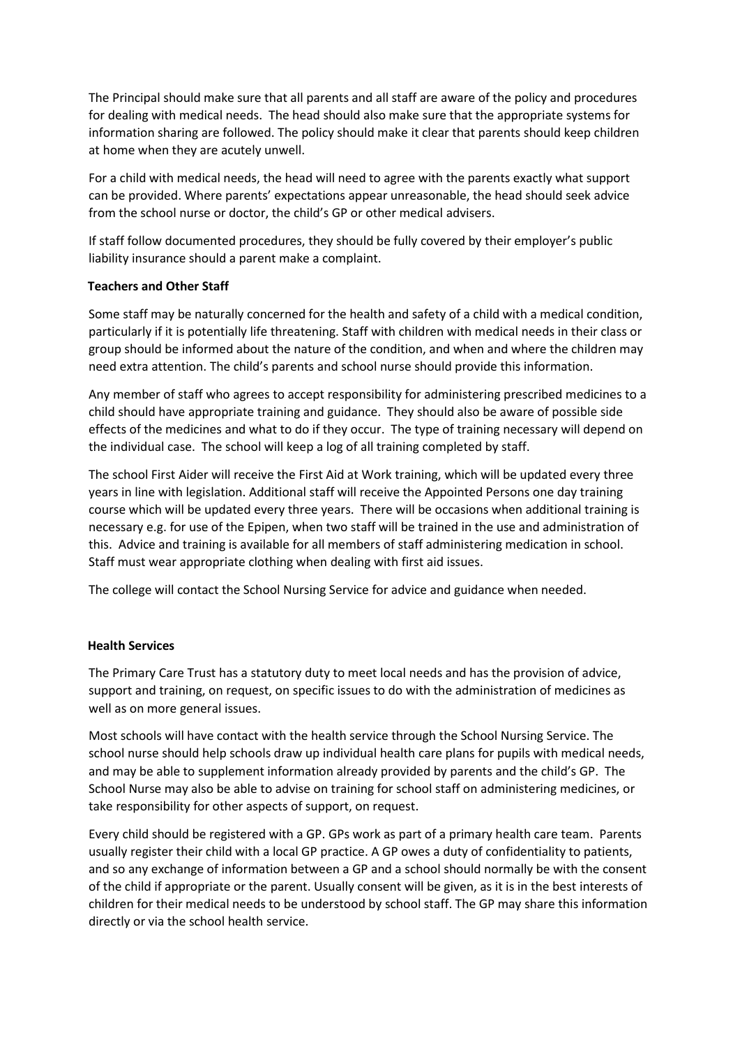The Principal should make sure that all parents and all staff are aware of the policy and procedures for dealing with medical needs. The head should also make sure that the appropriate systems for information sharing are followed. The policy should make it clear that parents should keep children at home when they are acutely unwell.

For a child with medical needs, the head will need to agree with the parents exactly what support can be provided. Where parents' expectations appear unreasonable, the head should seek advice from the school nurse or doctor, the child's GP or other medical advisers.

If staff follow documented procedures, they should be fully covered by their employer's public liability insurance should a parent make a complaint.

**Teachers and Other Staff**

Some staff may be naturally concerned for the health and safety of a child with a medical condition, particularly if it is potentially life threatening. Staff with children with medical needs in their class or group should be informed about the nature of the condition, and when and where the children may need extra attention. The child's parents and school nurse should provide this information.

Any member of staff who agrees to accept responsibility for administering prescribed medicines to a child should have appropriate training and guidance. They should also be aware of possible side effects of the medicines and what to do if they occur. The type of training necessary will depend on the individual case. The school will keep a log of all training completed by staff.

The school First Aider will receive the First Aid at Work training, which will be updated every three years in line with legislation. Additional staff will receive the Appointed Persons one day training course which will be updated every three years. There will be occasions when additional training is necessary e.g. for use of the Epipen, when two staff will be trained in the use and administration of this. Advice and training is available for all members of staff administering medication in school. Staff must wear appropriate clothing when dealing with first aid issues.

The college will contact the School Nursing Service for advice and guidance when needed.

**Health Services**

The Primary Care Trust has a statutory duty to meet local needs and has the provision of advice, support and training, on request, on specific issues to do with the administration of medicines as well as on more general issues.

Most schools will have contact with the health service through the School Nursing Service. The school nurse should help schools draw up individual health care plans for pupils with medical needs, and may be able to supplement information already provided by parents and the child's GP. The School Nurse may also be able to advise on training for school staff on administering medicines, or take responsibility for other aspects of support, on request.

Every child should be registered with a GP. GPs work as part of a primary health care team. Parents usually register their child with a local GP practice. A GP owes a duty of confidentiality to patients, and so any exchange of information between a GP and a school should normally be with the consent of the child if appropriate or the parent. Usually consent will be given, as it is in the best interests of children for their medical needs to be understood by school staff. The GP may share this information directly or via the school health service.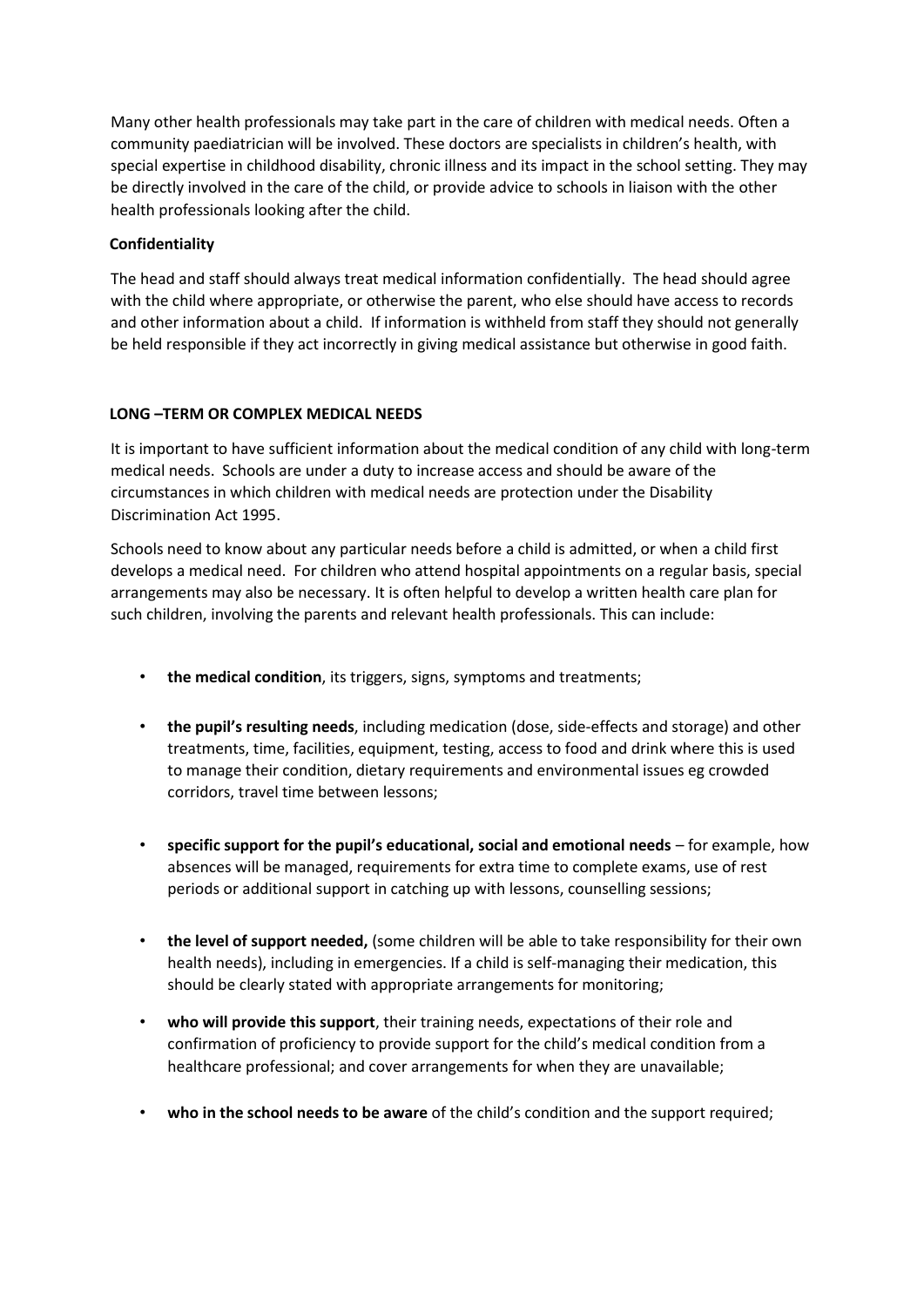Many other health professionals may take part in the care of children with medical needs. Often a community paediatrician will be involved. These doctors are specialists in children's health, with special expertise in childhood disability, chronic illness and its impact in the school setting. They may be directly involved in the care of the child, or provide advice to schools in liaison with the other health professionals looking after the child.

**Confidentiality**

The head and staff should always treat medical information confidentially. The head should agree with the child where appropriate, or otherwise the parent, who else should have access to records and other information about a child. If information is withheld from staff they should not generally be held responsible if they act incorrectly in giving medical assistance but otherwise in good faith.

## LONG –TERM OR COMPLEX MEDICAL NEEDS

It is important to have sufficient information about the medical condition of any child with long-term medical needs. Schools are under a duty to increase access and should be aware of the circumstances in which children with medical needs are protection under the Disability Discrimination Act 1995.

Schools need to know about any particular needs before a child is admitted, or when a child first develops a medical need. For children who attend hospital appointments on a regular basis, special arrangements may also be necessary. It is often helpful to develop a written health care plan for such children, involving the parents and relevant health professionals. This can include:

- **the medical condition**, its triggers, signs, symptoms and treatments;
- **the pupil's resulting needs**, including medication (dose, side-effects and storage) and other treatments, time, facilities, equipment, testing, access to food and drink where this is used to manage their condition, dietary requirements and environmental issues eg crowded corridors, travel time between lessons;
- **specific support for the pupil's educational, social and emotional needs** – for example, how absences will be managed, requirements for extra time to complete exams, use of rest periods or additional support in catching up with lessons, counselling sessions;
- **the level of support needed,** (some children will be able to take responsibility for their own health needs), including in emergencies. If a child is self-managing their medication, this should be clearly stated with appropriate arrangements for monitoring;
- **who will provide this support**, their training needs, expectations of their role and confirmation of proficiency to provide support for the child's medical condition from a healthcare professional; and cover arrangements for when they are unavailable;
- **who in the school needs to be aware** of the child's condition and the support required;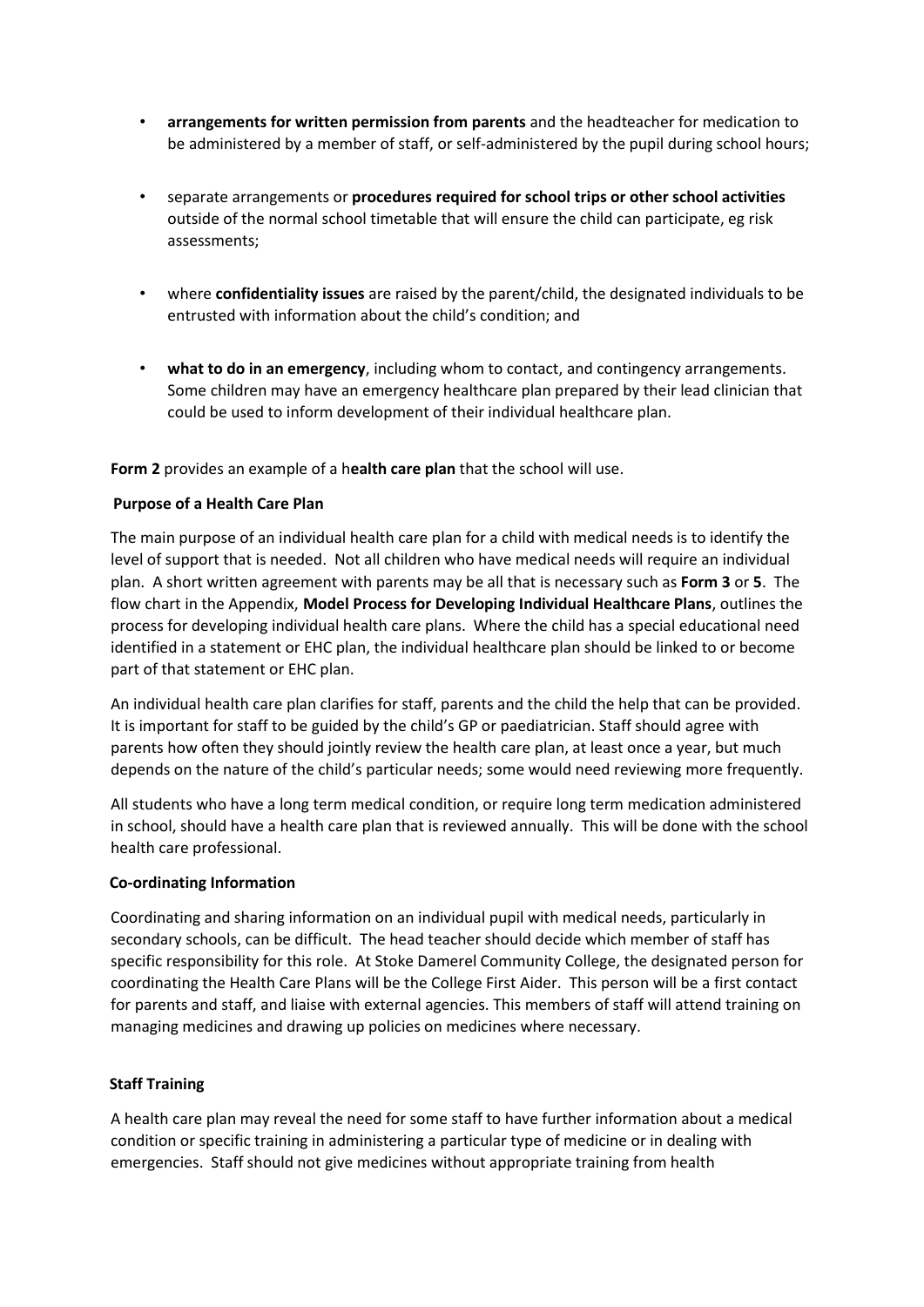- **arrangements for written permission from parents** and the headteacher for medication to be administered by a member of staff, or self-administered by the pupil during school hours;

- separate arrangements or **procedures required for school trips or other school activities** outside of the normal school timetable that will ensure the child can participate, eg risk assessments;

- where **confidentiality issues** are raised by the parent/child, the designated individuals to be entrusted with information about the child's condition; and

- **what to do in an emergency**, including whom to contact, and contingency arrangements. Some children may have an emergency healthcare plan prepared by their lead clinician that could be used to inform development of their individual healthcare plan.

**Form 2** provides an example of a h**ealth care plan** that the school will use.

### Purpose of a Health Care Plan

The main purpose of an individual health care plan for a child with medical needs is to identify the level of support that is needed. Not all children who have medical needs will require an individual plan. A short written agreement with parents may be all that is necessary such as **Form 3** or **5**. The flow chart in the Appendix, **Model Process for Developing Individual Healthcare Plans**, outlines the process for developing individual health care plans. Where the child has a special educational need identified in a statement or EHC plan, the individual healthcare plan should be linked to or become part of that statement or EHC plan.

An individual health care plan clarifies for staff, parents and the child the help that can be provided. It is important for staff to be guided by the child's GP or paediatrician. Staff should agree with parents how often they should jointly review the health care plan, at least once a year, but much depends on the nature of the child's particular needs; some would need reviewing more frequently.

All students who have a long term medical condition, or require long term medication administered in school, should have a health care plan that is reviewed annually. This will be done with the school health care professional.

### Co-ordinating Information

Coordinating and sharing information on an individual pupil with medical needs, particularly in secondary schools, can be difficult. The head teacher should decide which member of staff has specific responsibility for this role. At Stoke Damerel Community College, the designated person for coordinating the Health Care Plans will be the College First Aider. This person will be a first contact for parents and staff, and liaise with external agencies. This members of staff will attend training on managing medicines and drawing up policies on medicines where necessary.

### Staff Training

A health care plan may reveal the need for some staff to have further information about a medical condition or specific training in administering a particular type of medicine or in dealing with emergencies. Staff should not give medicines without appropriate training from health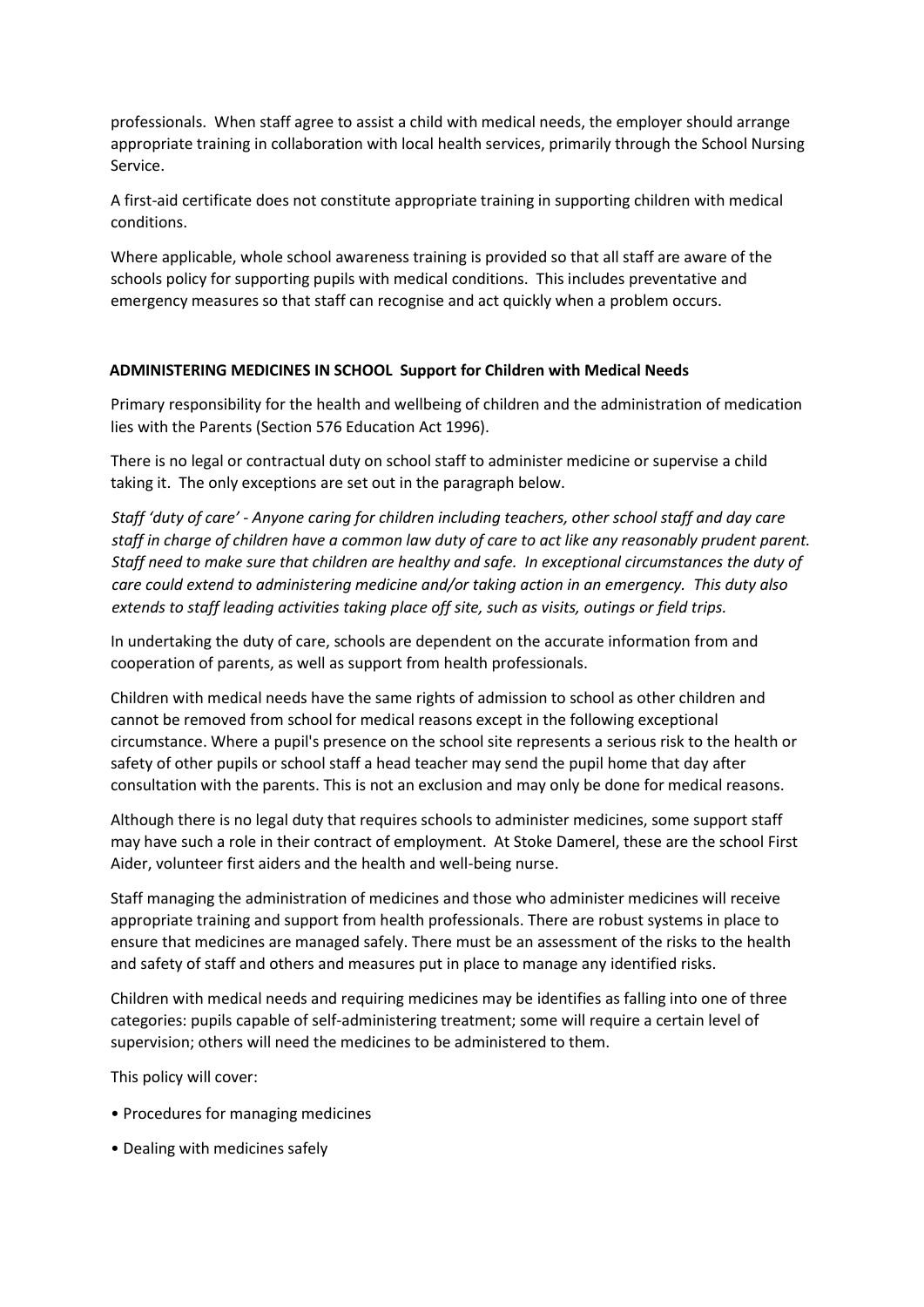professionals. When staff agree to assist a child with medical needs, the employer should arrange appropriate training in collaboration with local health services, primarily through the School Nursing Service.

A first-aid certificate does not constitute appropriate training in supporting children with medical conditions.

Where applicable, whole school awareness training is provided so that all staff are aware of the schools policy for supporting pupils with medical conditions. This includes preventative and emergency measures so that staff can recognise and act quickly when a problem occurs.

**ADMINISTERING MEDICINES IN SCHOOL Support for Children with Medical Needs**

Primary responsibility for the health and wellbeing of children and the administration of medication lies with the Parents (Section 576 Education Act 1996).

There is no legal or contractual duty on school staff to administer medicine or supervise a child taking it. The only exceptions are set out in the paragraph below.

*Staff 'duty of care' - Anyone caring for children including teachers, other school staff and day care staff in charge of children have a common law duty of care to act like any reasonably prudent parent. Staff need to make sure that children are healthy and safe. In exceptional circumstances the duty of care could extend to administering medicine and/or taking action in an emergency. This duty also extends to staff leading activities taking place off site, such as visits, outings or field trips.*

In undertaking the duty of care, schools are dependent on the accurate information from and cooperation of parents, as well as support from health professionals.

Children with medical needs have the same rights of admission to school as other children and cannot be removed from school for medical reasons except in the following exceptional circumstance. Where a pupil's presence on the school site represents a serious risk to the health or safety of other pupils or school staff a head teacher may send the pupil home that day after consultation with the parents. This is not an exclusion and may only be done for medical reasons.

Although there is no legal duty that requires schools to administer medicines, some support staff may have such a role in their contract of employment. At Stoke Damerel, these are the school First Aider, volunteer first aiders and the health and well-being nurse.

Staff managing the administration of medicines and those who administer medicines will receive appropriate training and support from health professionals. There are robust systems in place to ensure that medicines are managed safely. There must be an assessment of the risks to the health and safety of staff and others and measures put in place to manage any identified risks.

Children with medical needs and requiring medicines may be identifies as falling into one of three categories: pupils capable of self-administering treatment; some will require a certain level of supervision; others will need the medicines to be administered to them.

This policy will cover:

- Procedures for managing medicines
- Dealing with medicines safely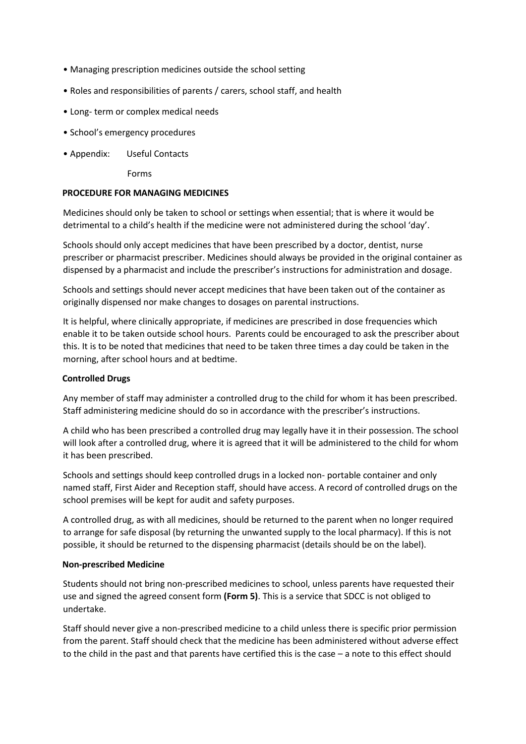- Managing prescription medicines outside the school setting
- Roles and responsibilities of parents / carers, school staff, and health
- Long- term or complex medical needs
- School's emergency procedures
- Appendix: Useful Contacts

  Forms

**PROCEDURE FOR MANAGING MEDICINES**

Medicines should only be taken to school or settings when essential; that is where it would be detrimental to a child's health if the medicine were not administered during the school 'day'.

Schools should only accept medicines that have been prescribed by a doctor, dentist, nurse prescriber or pharmacist prescriber. Medicines should always be provided in the original container as dispensed by a pharmacist and include the prescriber's instructions for administration and dosage.

Schools and settings should never accept medicines that have been taken out of the container as originally dispensed nor make changes to dosages on parental instructions.

It is helpful, where clinically appropriate, if medicines are prescribed in dose frequencies which enable it to be taken outside school hours. Parents could be encouraged to ask the prescriber about this. It is to be noted that medicines that need to be taken three times a day could be taken in the morning, after school hours and at bedtime.

**Controlled Drugs**

Any member of staff may administer a controlled drug to the child for whom it has been prescribed. Staff administering medicine should do so in accordance with the prescriber's instructions.

A child who has been prescribed a controlled drug may legally have it in their possession. The school will look after a controlled drug, where it is agreed that it will be administered to the child for whom it has been prescribed.

Schools and settings should keep controlled drugs in a locked non- portable container and only named staff, First Aider and Reception staff, should have access. A record of controlled drugs on the school premises will be kept for audit and safety purposes.

A controlled drug, as with all medicines, should be returned to the parent when no longer required to arrange for safe disposal (by returning the unwanted supply to the local pharmacy). If this is not possible, it should be returned to the dispensing pharmacist (details should be on the label).

**Non-prescribed Medicine**

Students should not bring non-prescribed medicines to school, unless parents have requested their use and signed the agreed consent form **(Form 5)**. This is a service that SDCC is not obliged to undertake.

Staff should never give a non-prescribed medicine to a child unless there is specific prior permission from the parent. Staff should check that the medicine has been administered without adverse effect to the child in the past and that parents have certified this is the case – a note to this effect should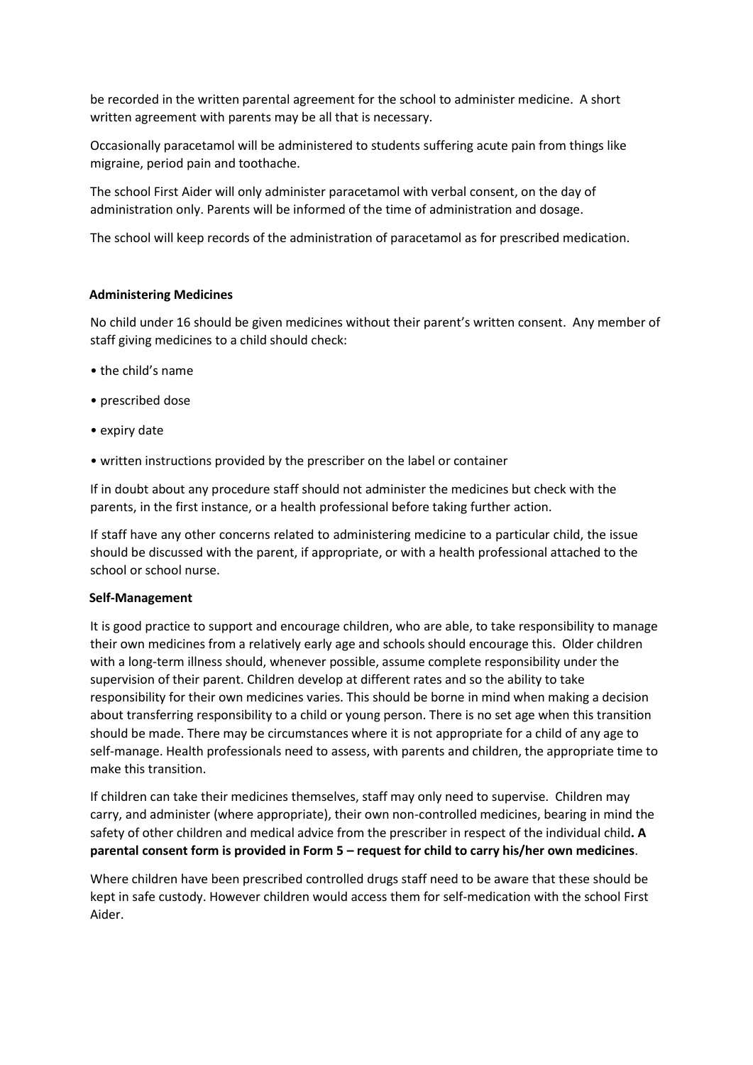be recorded in the written parental agreement for the school to administer medicine. A short written agreement with parents may be all that is necessary.

Occasionally paracetamol will be administered to students suffering acute pain from things like migraine, period pain and toothache.

The school First Aider will only administer paracetamol with verbal consent, on the day of administration only. Parents will be informed of the time of administration and dosage.

The school will keep records of the administration of paracetamol as for prescribed medication.

**Administering Medicines**

No child under 16 should be given medicines without their parent's written consent. Any member of staff giving medicines to a child should check:

- the child's name
- prescribed dose
- expiry date
- written instructions provided by the prescriber on the label or container

If in doubt about any procedure staff should not administer the medicines but check with the parents, in the first instance, or a health professional before taking further action.

If staff have any other concerns related to administering medicine to a particular child, the issue should be discussed with the parent, if appropriate, or with a health professional attached to the school or school nurse.

**Self-Management**

It is good practice to support and encourage children, who are able, to take responsibility to manage their own medicines from a relatively early age and schools should encourage this. Older children with a long-term illness should, whenever possible, assume complete responsibility under the supervision of their parent. Children develop at different rates and so the ability to take responsibility for their own medicines varies. This should be borne in mind when making a decision about transferring responsibility to a child or young person. There is no set age when this transition should be made. There may be circumstances where it is not appropriate for a child of any age to self-manage. Health professionals need to assess, with parents and children, the appropriate time to make this transition.

If children can take their medicines themselves, staff may only need to supervise. Children may carry, and administer (where appropriate), their own non-controlled medicines, bearing in mind the safety of other children and medical advice from the prescriber in respect of the individual child**. A parental consent form is provided in Form 5 – request for child to carry his/her own medicines**.

Where children have been prescribed controlled drugs staff need to be aware that these should be kept in safe custody. However children would access them for self-medication with the school First Aider.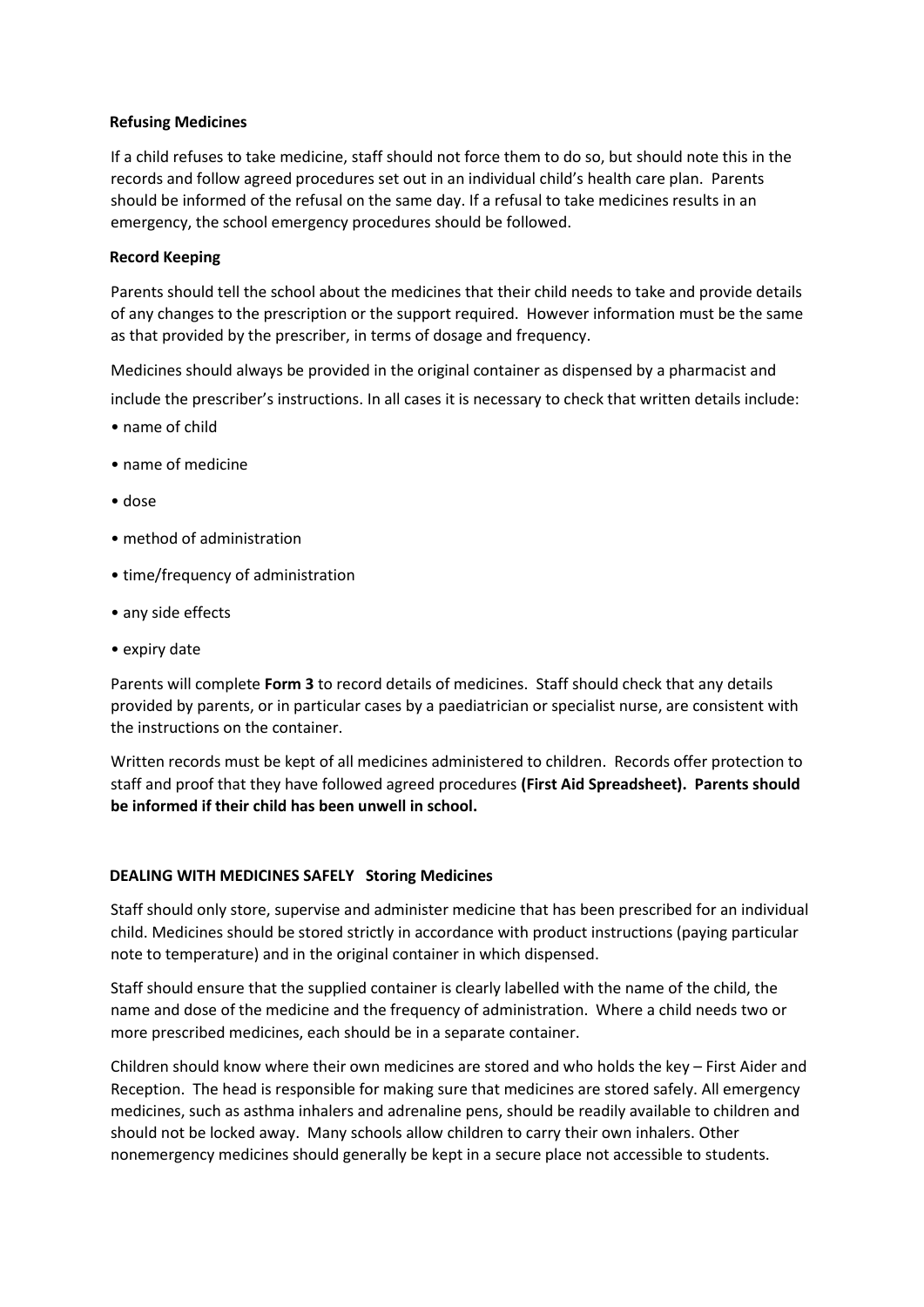**Refusing Medicines**

If a child refuses to take medicine, staff should not force them to do so, but should note this in the records and follow agreed procedures set out in an individual child's health care plan. Parents should be informed of the refusal on the same day. If a refusal to take medicines results in an emergency, the school emergency procedures should be followed.

**Record Keeping**

Parents should tell the school about the medicines that their child needs to take and provide details of any changes to the prescription or the support required. However information must be the same as that provided by the prescriber, in terms of dosage and frequency.

Medicines should always be provided in the original container as dispensed by a pharmacist and include the prescriber's instructions. In all cases it is necessary to check that written details include:

- name of child
- name of medicine
- dose
- method of administration
- time/frequency of administration
- any side effects
- expiry date

Parents will complete **Form 3** to record details of medicines. Staff should check that any details provided by parents, or in particular cases by a paediatrician or specialist nurse, are consistent with the instructions on the container.

Written records must be kept of all medicines administered to children. Records offer protection to staff and proof that they have followed agreed procedures **(First Aid Spreadsheet). Parents should be informed if their child has been unwell in school.**

**DEALING WITH MEDICINES SAFELY Storing Medicines**

Staff should only store, supervise and administer medicine that has been prescribed for an individual child. Medicines should be stored strictly in accordance with product instructions (paying particular note to temperature) and in the original container in which dispensed.

Staff should ensure that the supplied container is clearly labelled with the name of the child, the name and dose of the medicine and the frequency of administration. Where a child needs two or more prescribed medicines, each should be in a separate container.

Children should know where their own medicines are stored and who holds the key – First Aider and Reception. The head is responsible for making sure that medicines are stored safely. All emergency medicines, such as asthma inhalers and adrenaline pens, should be readily available to children and should not be locked away. Many schools allow children to carry their own inhalers. Other nonemergency medicines should generally be kept in a secure place not accessible to students.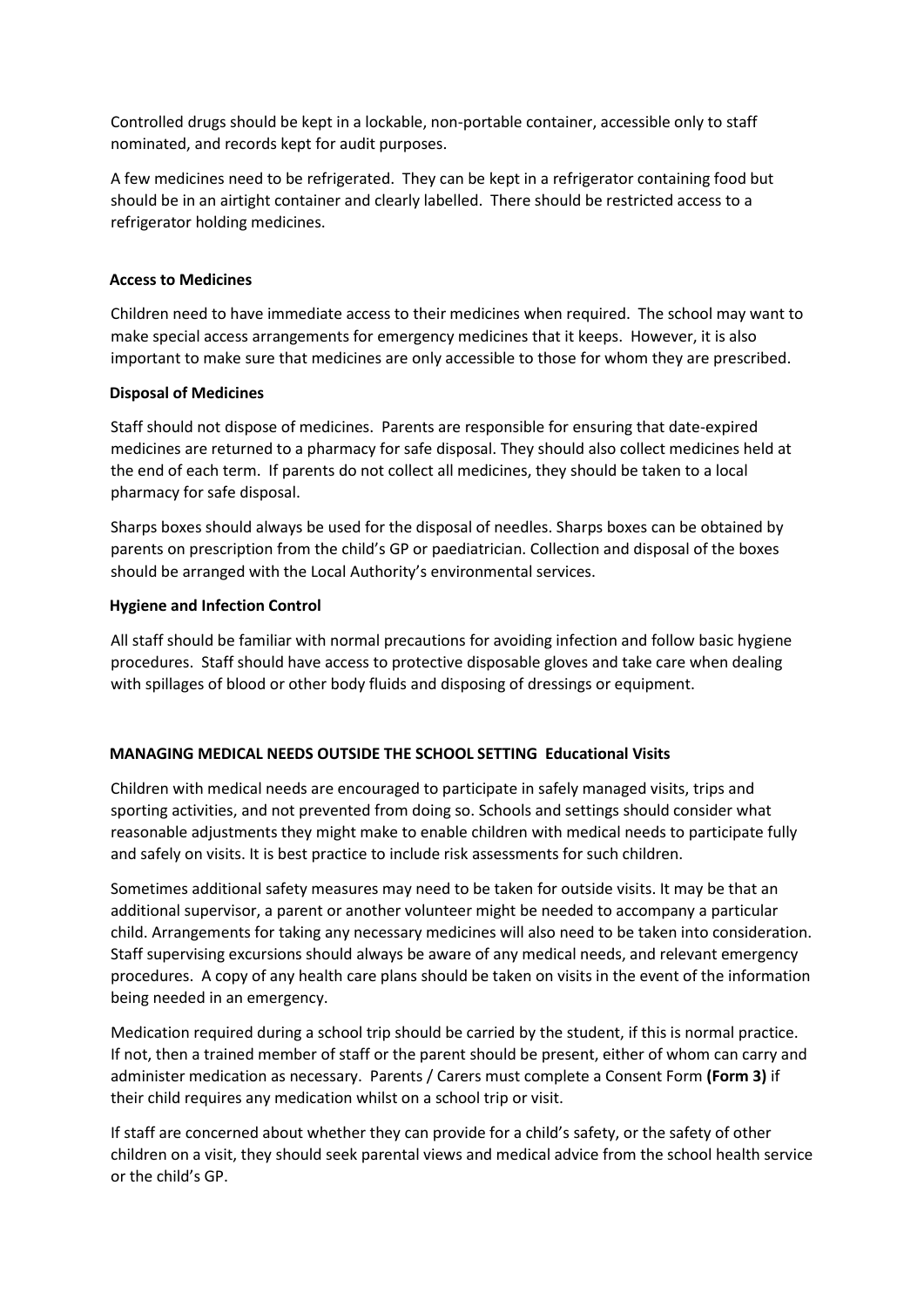Controlled drugs should be kept in a lockable, non-portable container, accessible only to staff nominated, and records kept for audit purposes.

A few medicines need to be refrigerated. They can be kept in a refrigerator containing food but should be in an airtight container and clearly labelled. There should be restricted access to a refrigerator holding medicines.

**Access to Medicines**

Children need to have immediate access to their medicines when required. The school may want to make special access arrangements for emergency medicines that it keeps. However, it is also important to make sure that medicines are only accessible to those for whom they are prescribed.

**Disposal of Medicines**

Staff should not dispose of medicines. Parents are responsible for ensuring that date-expired medicines are returned to a pharmacy for safe disposal. They should also collect medicines held at the end of each term. If parents do not collect all medicines, they should be taken to a local pharmacy for safe disposal.

Sharps boxes should always be used for the disposal of needles. Sharps boxes can be obtained by parents on prescription from the child's GP or paediatrician. Collection and disposal of the boxes should be arranged with the Local Authority's environmental services.

**Hygiene and Infection Control**

All staff should be familiar with normal precautions for avoiding infection and follow basic hygiene procedures. Staff should have access to protective disposable gloves and take care when dealing with spillages of blood or other body fluids and disposing of dressings or equipment.

**MANAGING MEDICAL NEEDS OUTSIDE THE SCHOOL SETTING Educational Visits**

Children with medical needs are encouraged to participate in safely managed visits, trips and sporting activities, and not prevented from doing so. Schools and settings should consider what reasonable adjustments they might make to enable children with medical needs to participate fully and safely on visits. It is best practice to include risk assessments for such children.

Sometimes additional safety measures may need to be taken for outside visits. It may be that an additional supervisor, a parent or another volunteer might be needed to accompany a particular child. Arrangements for taking any necessary medicines will also need to be taken into consideration. Staff supervising excursions should always be aware of any medical needs, and relevant emergency procedures. A copy of any health care plans should be taken on visits in the event of the information being needed in an emergency.

Medication required during a school trip should be carried by the student, if this is normal practice. If not, then a trained member of staff or the parent should be present, either of whom can carry and administer medication as necessary. Parents / Carers must complete a Consent Form **(Form 3)** if their child requires any medication whilst on a school trip or visit.

If staff are concerned about whether they can provide for a child's safety, or the safety of other children on a visit, they should seek parental views and medical advice from the school health service or the child's GP.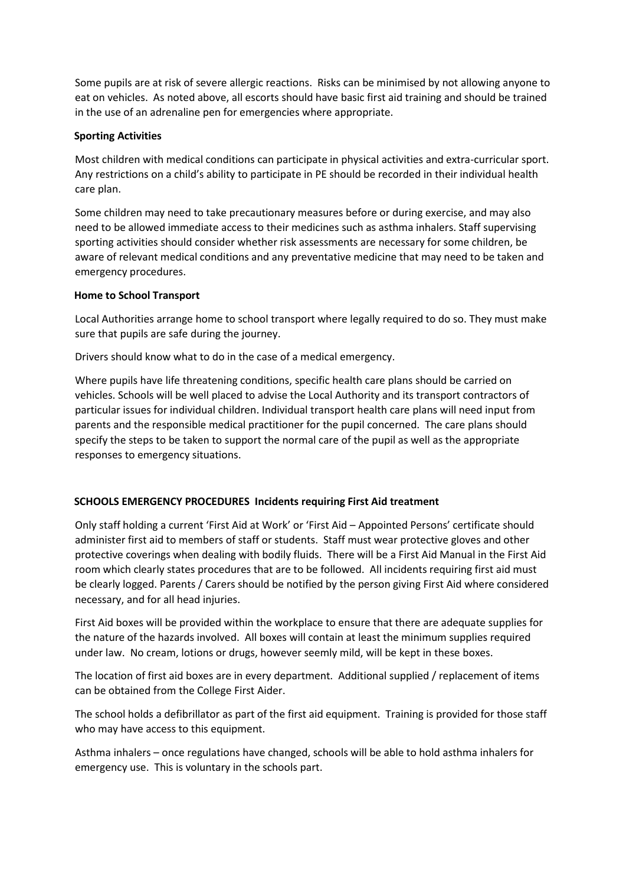Some pupils are at risk of severe allergic reactions. Risks can be minimised by not allowing anyone to eat on vehicles. As noted above, all escorts should have basic first aid training and should be trained in the use of an adrenaline pen for emergencies where appropriate.

**Sporting Activities**

Most children with medical conditions can participate in physical activities and extra-curricular sport. Any restrictions on a child's ability to participate in PE should be recorded in their individual health care plan.

Some children may need to take precautionary measures before or during exercise, and may also need to be allowed immediate access to their medicines such as asthma inhalers. Staff supervising sporting activities should consider whether risk assessments are necessary for some children, be aware of relevant medical conditions and any preventative medicine that may need to be taken and emergency procedures.

**Home to School Transport**

Local Authorities arrange home to school transport where legally required to do so. They must make sure that pupils are safe during the journey.

Drivers should know what to do in the case of a medical emergency.

Where pupils have life threatening conditions, specific health care plans should be carried on vehicles. Schools will be well placed to advise the Local Authority and its transport contractors of particular issues for individual children. Individual transport health care plans will need input from parents and the responsible medical practitioner for the pupil concerned. The care plans should specify the steps to be taken to support the normal care of the pupil as well as the appropriate responses to emergency situations.

**SCHOOLS EMERGENCY PROCEDURES Incidents requiring First Aid treatment**

Only staff holding a current 'First Aid at Work' or 'First Aid – Appointed Persons' certificate should administer first aid to members of staff or students. Staff must wear protective gloves and other protective coverings when dealing with bodily fluids. There will be a First Aid Manual in the First Aid room which clearly states procedures that are to be followed. All incidents requiring first aid must be clearly logged. Parents / Carers should be notified by the person giving First Aid where considered necessary, and for all head injuries.

First Aid boxes will be provided within the workplace to ensure that there are adequate supplies for the nature of the hazards involved. All boxes will contain at least the minimum supplies required under law. No cream, lotions or drugs, however seemly mild, will be kept in these boxes.

The location of first aid boxes are in every department. Additional supplied / replacement of items can be obtained from the College First Aider.

The school holds a defibrillator as part of the first aid equipment. Training is provided for those staff who may have access to this equipment.

Asthma inhalers – once regulations have changed, schools will be able to hold asthma inhalers for emergency use. This is voluntary in the schools part.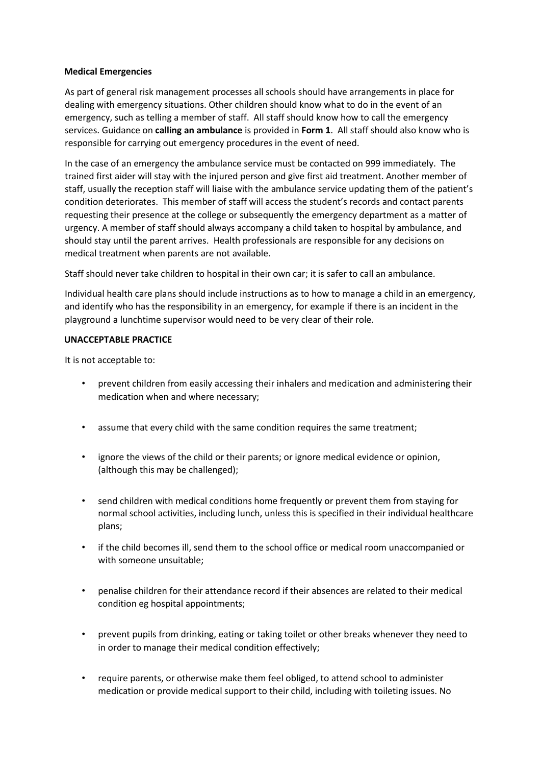**Medical Emergencies**

As part of general risk management processes all schools should have arrangements in place for dealing with emergency situations. Other children should know what to do in the event of an emergency, such as telling a member of staff. All staff should know how to call the emergency services. Guidance on **calling an ambulance** is provided in **Form 1**. All staff should also know who is responsible for carrying out emergency procedures in the event of need.

In the case of an emergency the ambulance service must be contacted on 999 immediately. The trained first aider will stay with the injured person and give first aid treatment. Another member of staff, usually the reception staff will liaise with the ambulance service updating them of the patient's condition deteriorates. This member of staff will access the student's records and contact parents requesting their presence at the college or subsequently the emergency department as a matter of urgency. A member of staff should always accompany a child taken to hospital by ambulance, and should stay until the parent arrives. Health professionals are responsible for any decisions on medical treatment when parents are not available.

Staff should never take children to hospital in their own car; it is safer to call an ambulance.

Individual health care plans should include instructions as to how to manage a child in an emergency, and identify who has the responsibility in an emergency, for example if there is an incident in the playground a lunchtime supervisor would need to be very clear of their role.

**UNACCEPTABLE PRACTICE**

It is not acceptable to:

- prevent children from easily accessing their inhalers and medication and administering their medication when and where necessary;
- assume that every child with the same condition requires the same treatment;
- ignore the views of the child or their parents; or ignore medical evidence or opinion, (although this may be challenged);
- send children with medical conditions home frequently or prevent them from staying for normal school activities, including lunch, unless this is specified in their individual healthcare plans;
- if the child becomes ill, send them to the school office or medical room unaccompanied or with someone unsuitable;
- penalise children for their attendance record if their absences are related to their medical condition eg hospital appointments;
- prevent pupils from drinking, eating or taking toilet or other breaks whenever they need to in order to manage their medical condition effectively;
- require parents, or otherwise make them feel obliged, to attend school to administer medication or provide medical support to their child, including with toileting issues. No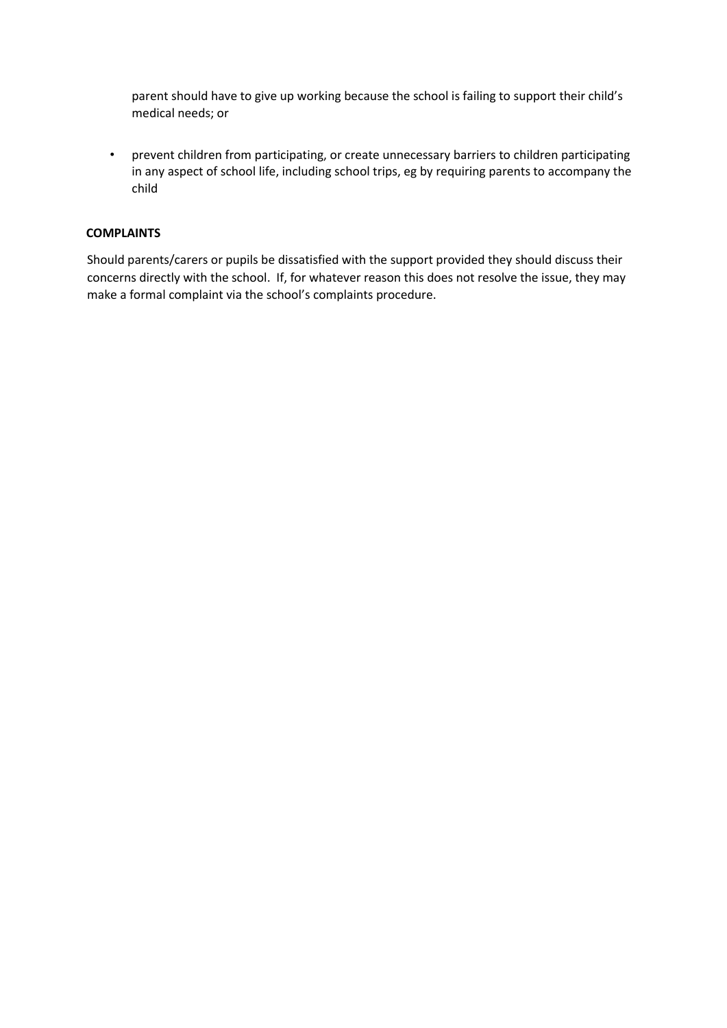parent should have to give up working because the school is failing to support their child's medical needs; or

- prevent children from participating, or create unnecessary barriers to children participating in any aspect of school life, including school trips, eg by requiring parents to accompany the child

**COMPLAINTS**

Should parents/carers or pupils be dissatisfied with the support provided they should discuss their concerns directly with the school. If, for whatever reason this does not resolve the issue, they may make a formal complaint via the school's complaints procedure.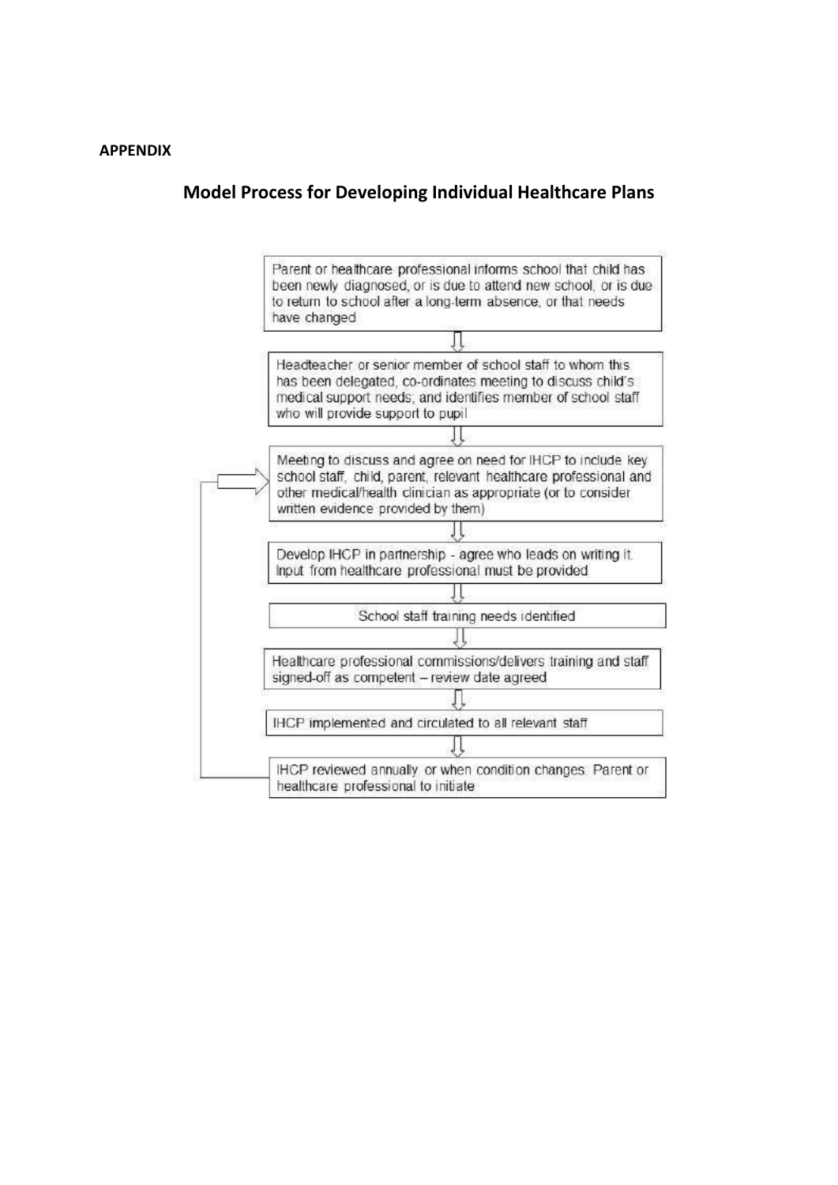**APPENDIX**

## Model Process for Developing Individual Healthcare Plans

Parent or healthcare professional informs school that child has been newly diagnosed, or is due to attend new school, or is due to return to school after a long-term absence, or that needs have changed

⇩

Headteacher or senior member of school staff to whom this has been delegated, co-ordinates meeting to discuss child's medical support needs; and identifies member of school staff who will provide support to pupil

⇩

Meeting to discuss and agree on need for IHCP to include key school staff, child, parent, relevant healthcare professional and other medical/health clinician as appropriate (or to consider written evidence provided by them)

⇩

Develop IHCP in partnership - agree who leads on writing it. Input from healthcare professional must be provided

⇩

School staff training needs identified

⇩

Healthcare professional commissions/delivers training and staff signed-off as competent – review date agreed

⇩

IHCP implemented and circulated to all relevant staff

⇩

IHCP reviewed annually or when condition changes. Parent or healthcare professional to initiate (returns to meeting step)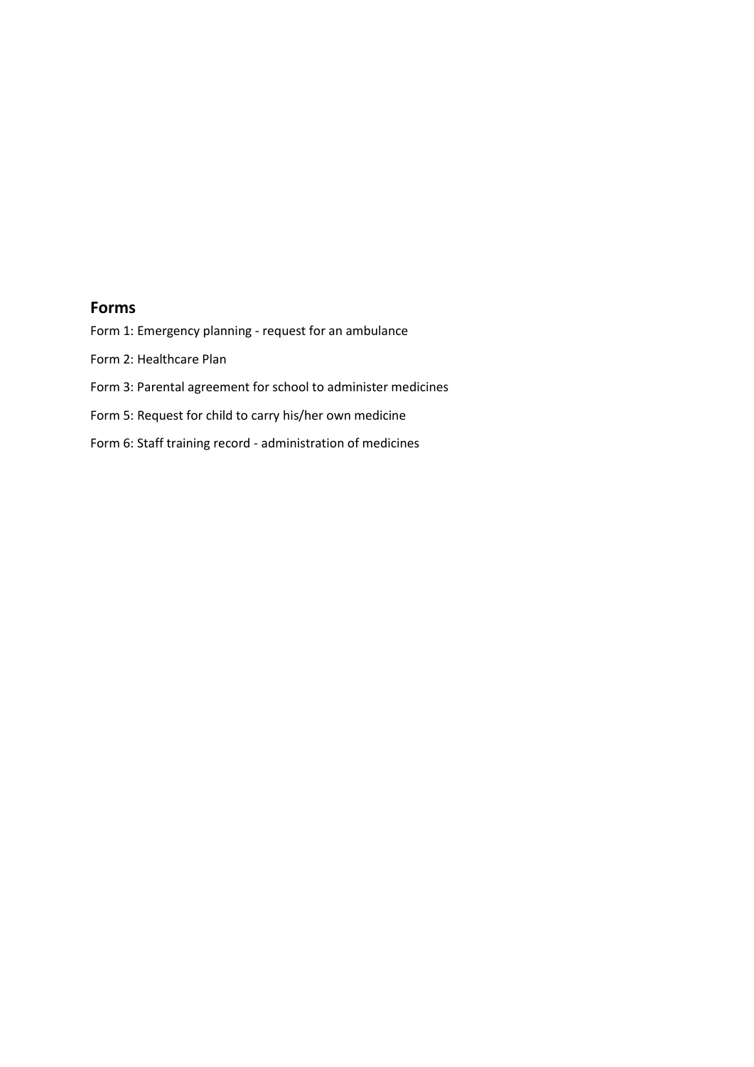## Forms

Form 1: Emergency planning - request for an ambulance

Form 2: Healthcare Plan

Form 3: Parental agreement for school to administer medicines

Form 5: Request for child to carry his/her own medicine

Form 6: Staff training record - administration of medicines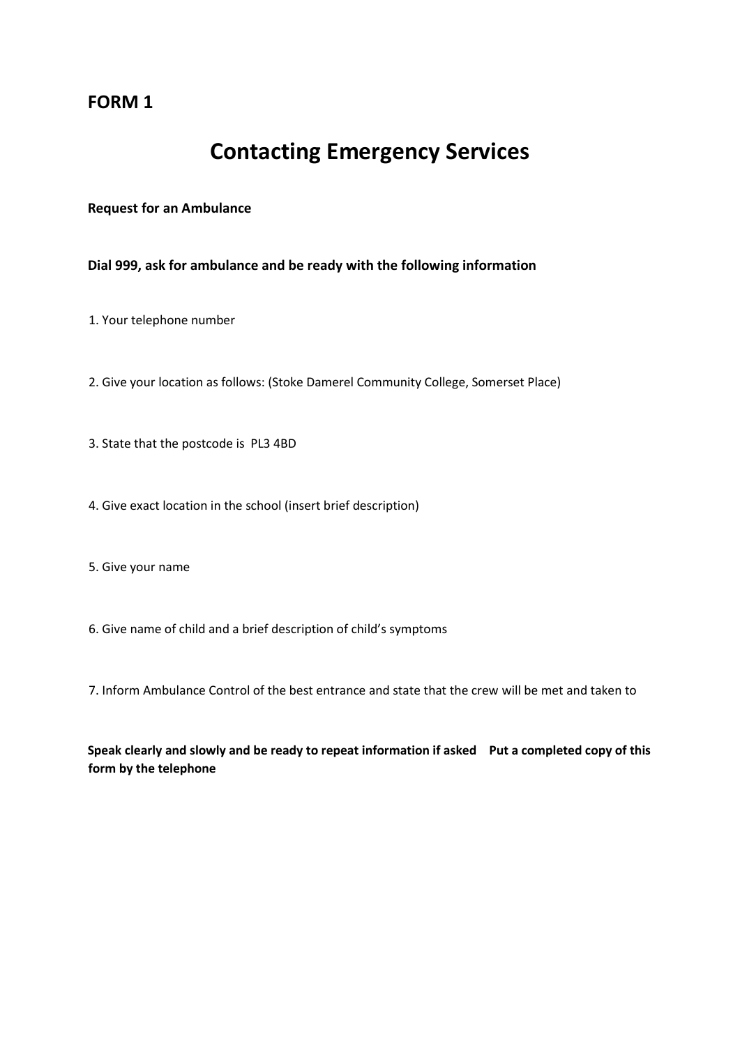## FORM 1

# Contacting Emergency Services

**Request for an Ambulance**

**Dial 999, ask for ambulance and be ready with the following information**

1. Your telephone number

2. Give your location as follows: (Stoke Damerel Community College, Somerset Place)

3. State that the postcode is PL3 4BD

4. Give exact location in the school (insert brief description)

5. Give your name

6. Give name of child and a brief description of child's symptoms

7. Inform Ambulance Control of the best entrance and state that the crew will be met and taken to

**Speak clearly and slowly and be ready to repeat information if asked  Put a completed copy of this form by the telephone**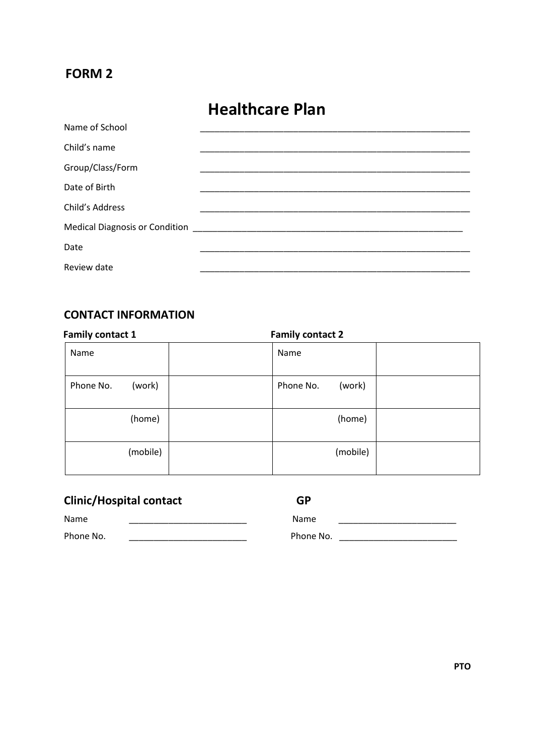**FORM 2**

# Healthcare Plan

Name of School ________________________________________________

Child's name ________________________________________________

Group/Class/Form ________________________________________________

Date of Birth ________________________________________________

Child's Address ________________________________________________

Medical Diagnosis or Condition ________________________________________________

Date ________________________________________________

Review date ________________________________________________

## CONTACT INFORMATION

**Family contact 1** | **Family contact 2**

| | | | |
|---|---|---|---|
| Name | | Name | |
| Phone No. (work) | | Phone No. (work) | |
| (home) | | (home) | |
| (mobile) | | (mobile) | |

### Clinic/Hospital contact

Name ________________________

Phone No. ________________________

### GP

Name ________________________

Phone No. ________________________

**PTO**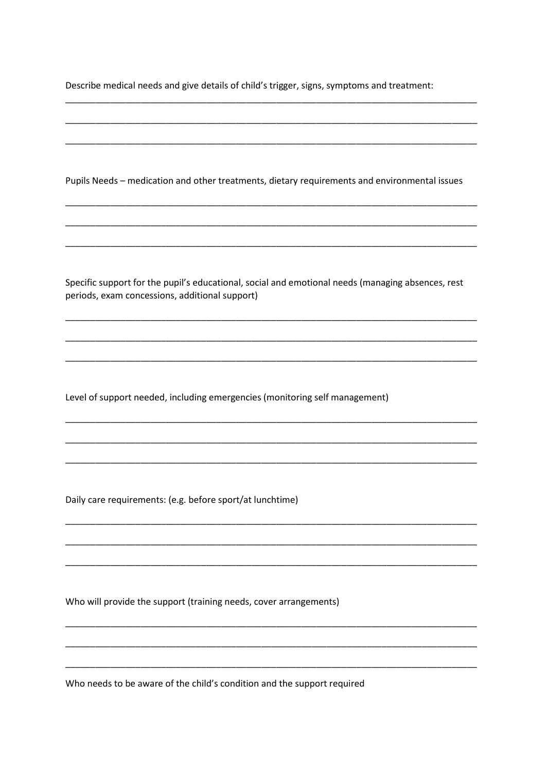Describe medical needs and give details of child's trigger, signs, symptoms and treatment:

_____________________________________________________________________________________

_____________________________________________________________________________________

_____________________________________________________________________________________

Pupils Needs – medication and other treatments, dietary requirements and environmental issues

_____________________________________________________________________________________

_____________________________________________________________________________________

_____________________________________________________________________________________

Specific support for the pupil's educational, social and emotional needs (managing absences, rest periods, exam concessions, additional support)

_____________________________________________________________________________________

_____________________________________________________________________________________

_____________________________________________________________________________________

Level of support needed, including emergencies (monitoring self management)

_____________________________________________________________________________________

_____________________________________________________________________________________

_____________________________________________________________________________________

Daily care requirements: (e.g. before sport/at lunchtime)

_____________________________________________________________________________________

_____________________________________________________________________________________

_____________________________________________________________________________________

Who will provide the support (training needs, cover arrangements)

_____________________________________________________________________________________

_____________________________________________________________________________________

_____________________________________________________________________________________

Who needs to be aware of the child's condition and the support required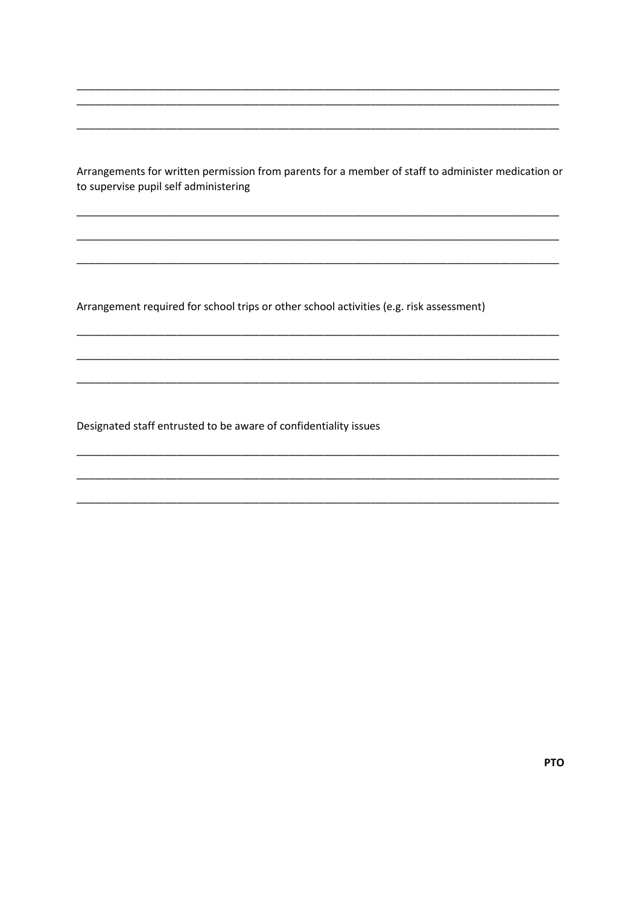\_\_\_\_\_\_\_\_\_\_\_\_\_\_\_\_\_\_\_\_\_\_\_\_\_\_\_\_\_\_\_\_\_\_\_\_\_\_\_\_\_\_\_\_\_\_\_\_\_\_\_\_\_\_\_\_\_\_\_\_\_\_\_\_\_\_\_\_\_\_\_\_\_\_\_\_\_\_

\_\_\_\_\_\_\_\_\_\_\_\_\_\_\_\_\_\_\_\_\_\_\_\_\_\_\_\_\_\_\_\_\_\_\_\_\_\_\_\_\_\_\_\_\_\_\_\_\_\_\_\_\_\_\_\_\_\_\_\_\_\_\_\_\_\_\_\_\_\_\_\_\_\_\_\_\_\_

\_\_\_\_\_\_\_\_\_\_\_\_\_\_\_\_\_\_\_\_\_\_\_\_\_\_\_\_\_\_\_\_\_\_\_\_\_\_\_\_\_\_\_\_\_\_\_\_\_\_\_\_\_\_\_\_\_\_\_\_\_\_\_\_\_\_\_\_\_\_\_\_\_\_\_\_\_\_

Arrangements for written permission from parents for a member of staff to administer medication or to supervise pupil self administering

\_\_\_\_\_\_\_\_\_\_\_\_\_\_\_\_\_\_\_\_\_\_\_\_\_\_\_\_\_\_\_\_\_\_\_\_\_\_\_\_\_\_\_\_\_\_\_\_\_\_\_\_\_\_\_\_\_\_\_\_\_\_\_\_\_\_\_\_\_\_\_\_\_\_\_\_\_\_

\_\_\_\_\_\_\_\_\_\_\_\_\_\_\_\_\_\_\_\_\_\_\_\_\_\_\_\_\_\_\_\_\_\_\_\_\_\_\_\_\_\_\_\_\_\_\_\_\_\_\_\_\_\_\_\_\_\_\_\_\_\_\_\_\_\_\_\_\_\_\_\_\_\_\_\_\_\_

\_\_\_\_\_\_\_\_\_\_\_\_\_\_\_\_\_\_\_\_\_\_\_\_\_\_\_\_\_\_\_\_\_\_\_\_\_\_\_\_\_\_\_\_\_\_\_\_\_\_\_\_\_\_\_\_\_\_\_\_\_\_\_\_\_\_\_\_\_\_\_\_\_\_\_\_\_\_

Arrangement required for school trips or other school activities (e.g. risk assessment)

\_\_\_\_\_\_\_\_\_\_\_\_\_\_\_\_\_\_\_\_\_\_\_\_\_\_\_\_\_\_\_\_\_\_\_\_\_\_\_\_\_\_\_\_\_\_\_\_\_\_\_\_\_\_\_\_\_\_\_\_\_\_\_\_\_\_\_\_\_\_\_\_\_\_\_\_\_\_

\_\_\_\_\_\_\_\_\_\_\_\_\_\_\_\_\_\_\_\_\_\_\_\_\_\_\_\_\_\_\_\_\_\_\_\_\_\_\_\_\_\_\_\_\_\_\_\_\_\_\_\_\_\_\_\_\_\_\_\_\_\_\_\_\_\_\_\_\_\_\_\_\_\_\_\_\_\_

\_\_\_\_\_\_\_\_\_\_\_\_\_\_\_\_\_\_\_\_\_\_\_\_\_\_\_\_\_\_\_\_\_\_\_\_\_\_\_\_\_\_\_\_\_\_\_\_\_\_\_\_\_\_\_\_\_\_\_\_\_\_\_\_\_\_\_\_\_\_\_\_\_\_\_\_\_\_

Designated staff entrusted to be aware of confidentiality issues

\_\_\_\_\_\_\_\_\_\_\_\_\_\_\_\_\_\_\_\_\_\_\_\_\_\_\_\_\_\_\_\_\_\_\_\_\_\_\_\_\_\_\_\_\_\_\_\_\_\_\_\_\_\_\_\_\_\_\_\_\_\_\_\_\_\_\_\_\_\_\_\_\_\_\_\_\_\_

\_\_\_\_\_\_\_\_\_\_\_\_\_\_\_\_\_\_\_\_\_\_\_\_\_\_\_\_\_\_\_\_\_\_\_\_\_\_\_\_\_\_\_\_\_\_\_\_\_\_\_\_\_\_\_\_\_\_\_\_\_\_\_\_\_\_\_\_\_\_\_\_\_\_\_\_\_\_

\_\_\_\_\_\_\_\_\_\_\_\_\_\_\_\_\_\_\_\_\_\_\_\_\_\_\_\_\_\_\_\_\_\_\_\_\_\_\_\_\_\_\_\_\_\_\_\_\_\_\_\_\_\_\_\_\_\_\_\_\_\_\_\_\_\_\_\_\_\_\_\_\_\_\_\_\_\_

**PTO**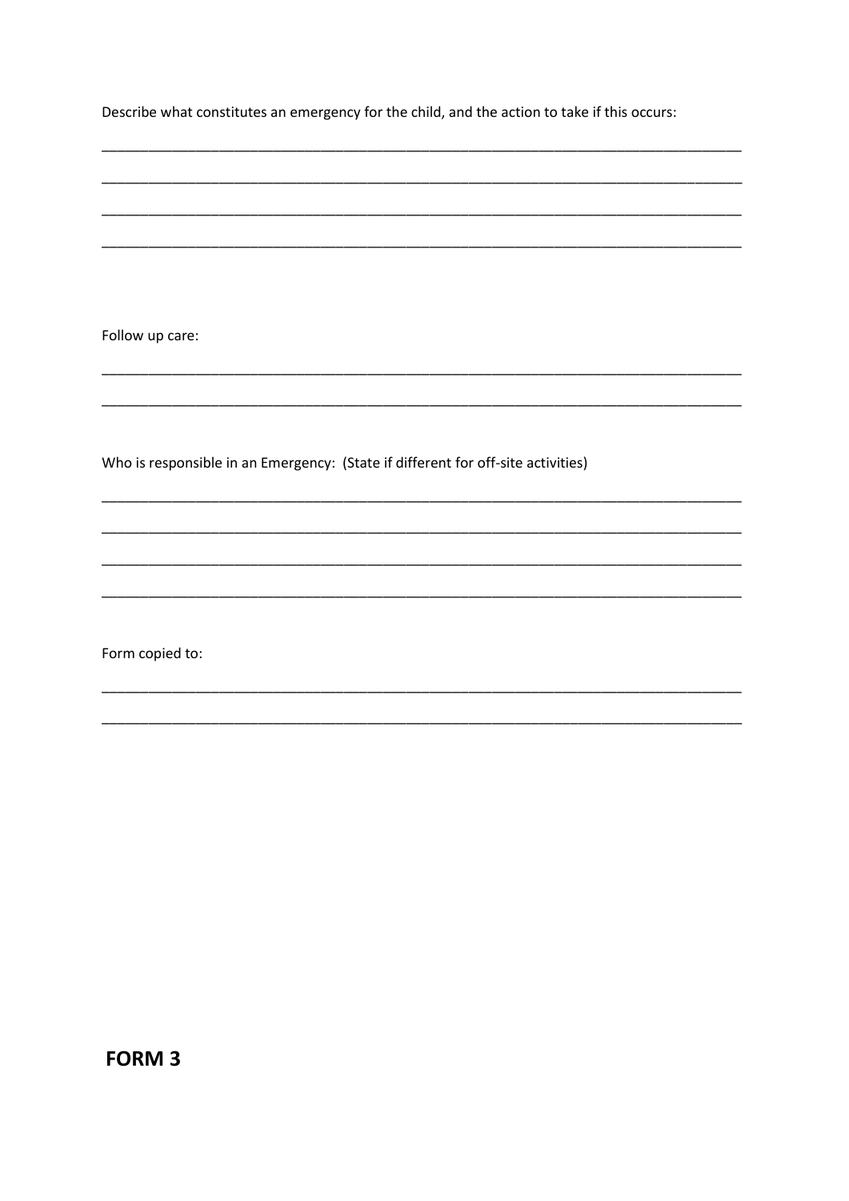Describe what constitutes an emergency for the child, and the action to take if this occurs:

\_\_\_\_\_\_\_\_\_\_\_\_\_\_\_\_\_\_\_\_\_\_\_\_\_\_\_\_\_\_\_\_\_\_\_\_\_\_\_\_\_\_\_\_\_\_\_\_\_\_\_\_\_\_\_\_\_\_\_\_\_\_\_\_\_\_\_\_\_\_\_\_\_\_\_\_\_\_

\_\_\_\_\_\_\_\_\_\_\_\_\_\_\_\_\_\_\_\_\_\_\_\_\_\_\_\_\_\_\_\_\_\_\_\_\_\_\_\_\_\_\_\_\_\_\_\_\_\_\_\_\_\_\_\_\_\_\_\_\_\_\_\_\_\_\_\_\_\_\_\_\_\_\_\_\_\_

\_\_\_\_\_\_\_\_\_\_\_\_\_\_\_\_\_\_\_\_\_\_\_\_\_\_\_\_\_\_\_\_\_\_\_\_\_\_\_\_\_\_\_\_\_\_\_\_\_\_\_\_\_\_\_\_\_\_\_\_\_\_\_\_\_\_\_\_\_\_\_\_\_\_\_\_\_\_

\_\_\_\_\_\_\_\_\_\_\_\_\_\_\_\_\_\_\_\_\_\_\_\_\_\_\_\_\_\_\_\_\_\_\_\_\_\_\_\_\_\_\_\_\_\_\_\_\_\_\_\_\_\_\_\_\_\_\_\_\_\_\_\_\_\_\_\_\_\_\_\_\_\_\_\_\_\_

Follow up care:

\_\_\_\_\_\_\_\_\_\_\_\_\_\_\_\_\_\_\_\_\_\_\_\_\_\_\_\_\_\_\_\_\_\_\_\_\_\_\_\_\_\_\_\_\_\_\_\_\_\_\_\_\_\_\_\_\_\_\_\_\_\_\_\_\_\_\_\_\_\_\_\_\_\_\_\_\_\_

\_\_\_\_\_\_\_\_\_\_\_\_\_\_\_\_\_\_\_\_\_\_\_\_\_\_\_\_\_\_\_\_\_\_\_\_\_\_\_\_\_\_\_\_\_\_\_\_\_\_\_\_\_\_\_\_\_\_\_\_\_\_\_\_\_\_\_\_\_\_\_\_\_\_\_\_\_\_

Who is responsible in an Emergency: (State if different for off-site activities)

\_\_\_\_\_\_\_\_\_\_\_\_\_\_\_\_\_\_\_\_\_\_\_\_\_\_\_\_\_\_\_\_\_\_\_\_\_\_\_\_\_\_\_\_\_\_\_\_\_\_\_\_\_\_\_\_\_\_\_\_\_\_\_\_\_\_\_\_\_\_\_\_\_\_\_\_\_\_

\_\_\_\_\_\_\_\_\_\_\_\_\_\_\_\_\_\_\_\_\_\_\_\_\_\_\_\_\_\_\_\_\_\_\_\_\_\_\_\_\_\_\_\_\_\_\_\_\_\_\_\_\_\_\_\_\_\_\_\_\_\_\_\_\_\_\_\_\_\_\_\_\_\_\_\_\_\_

\_\_\_\_\_\_\_\_\_\_\_\_\_\_\_\_\_\_\_\_\_\_\_\_\_\_\_\_\_\_\_\_\_\_\_\_\_\_\_\_\_\_\_\_\_\_\_\_\_\_\_\_\_\_\_\_\_\_\_\_\_\_\_\_\_\_\_\_\_\_\_\_\_\_\_\_\_\_

\_\_\_\_\_\_\_\_\_\_\_\_\_\_\_\_\_\_\_\_\_\_\_\_\_\_\_\_\_\_\_\_\_\_\_\_\_\_\_\_\_\_\_\_\_\_\_\_\_\_\_\_\_\_\_\_\_\_\_\_\_\_\_\_\_\_\_\_\_\_\_\_\_\_\_\_\_\_

Form copied to:

\_\_\_\_\_\_\_\_\_\_\_\_\_\_\_\_\_\_\_\_\_\_\_\_\_\_\_\_\_\_\_\_\_\_\_\_\_\_\_\_\_\_\_\_\_\_\_\_\_\_\_\_\_\_\_\_\_\_\_\_\_\_\_\_\_\_\_\_\_\_\_\_\_\_\_\_\_\_

\_\_\_\_\_\_\_\_\_\_\_\_\_\_\_\_\_\_\_\_\_\_\_\_\_\_\_\_\_\_\_\_\_\_\_\_\_\_\_\_\_\_\_\_\_\_\_\_\_\_\_\_\_\_\_\_\_\_\_\_\_\_\_\_\_\_\_\_\_\_\_\_\_\_\_\_\_\_

**FORM 3**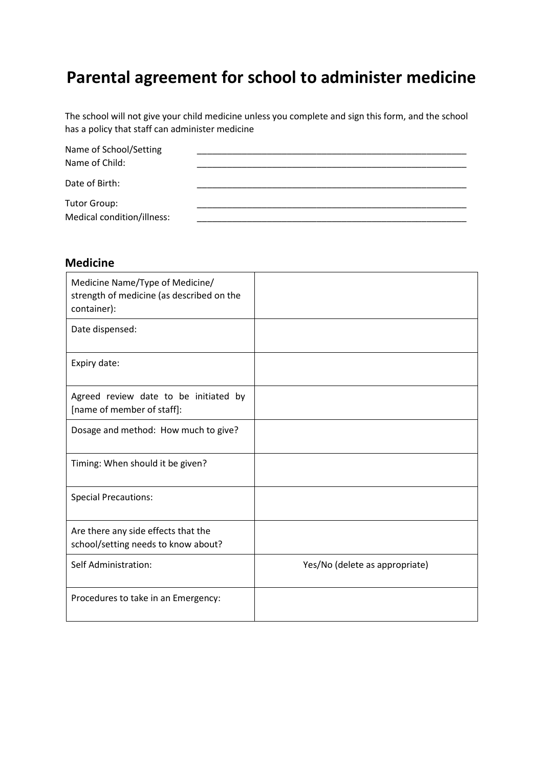# Parental agreement for school to administer medicine

The school will not give your child medicine unless you complete and sign this form, and the school has a policy that staff can administer medicine

Name of School/Setting ___________________________________________________________
Name of Child: ___________________________________________________________

Date of Birth: ___________________________________________________________

Tutor Group: ___________________________________________________________
Medical condition/illness: ___________________________________________________________

## Medicine

| | |
|---|---|
| Medicine Name/Type of Medicine/ strength of medicine (as described on the container): | |
| Date dispensed: | |
| Expiry date: | |
| Agreed review date to be initiated by [name of member of staff]: | |
| Dosage and method: How much to give? | |
| Timing: When should it be given? | |
| Special Precautions: | |
| Are there any side effects that the school/setting needs to know about? | |
| Self Administration: | Yes/No (delete as appropriate) |
| Procedures to take in an Emergency: | |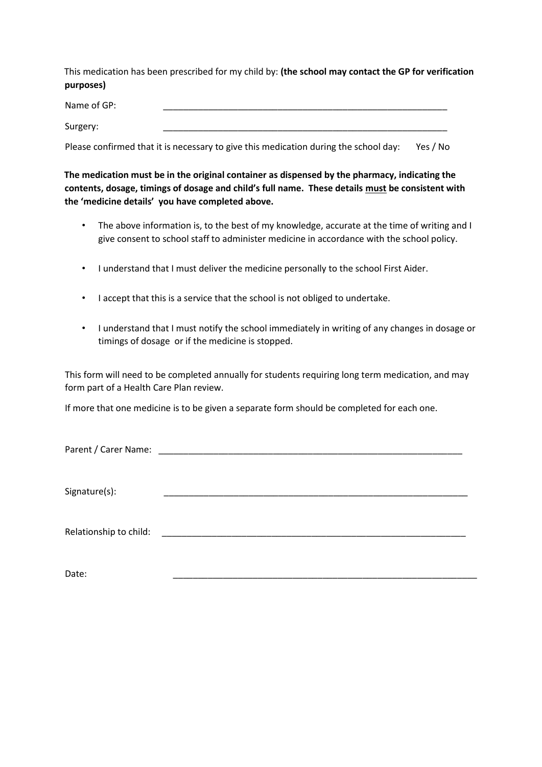This medication has been prescribed for my child by: **(the school may contact the GP for verification purposes)**

Name of GP: ____________________________________________________________

Surgery: ____________________________________________________________

Please confirmed that it is necessary to give this medication during the school day: Yes / No

**The medication must be in the original container as dispensed by the pharmacy, indicating the contents, dosage, timings of dosage and child's full name. These details <u>must</u> be consistent with the 'medicine details' you have completed above.**

- The above information is, to the best of my knowledge, accurate at the time of writing and I give consent to school staff to administer medicine in accordance with the school policy.
- I understand that I must deliver the medicine personally to the school First Aider.
- I accept that this is a service that the school is not obliged to undertake.
- I understand that I must notify the school immediately in writing of any changes in dosage or timings of dosage or if the medicine is stopped.

This form will need to be completed annually for students requiring long term medication, and may form part of a Health Care Plan review.

If more that one medicine is to be given a separate form should be completed for each one.

Parent / Carer Name: ________________________________________________________________

Signature(s): ________________________________________________________________

Relationship to child: ________________________________________________________________

Date: ________________________________________________________________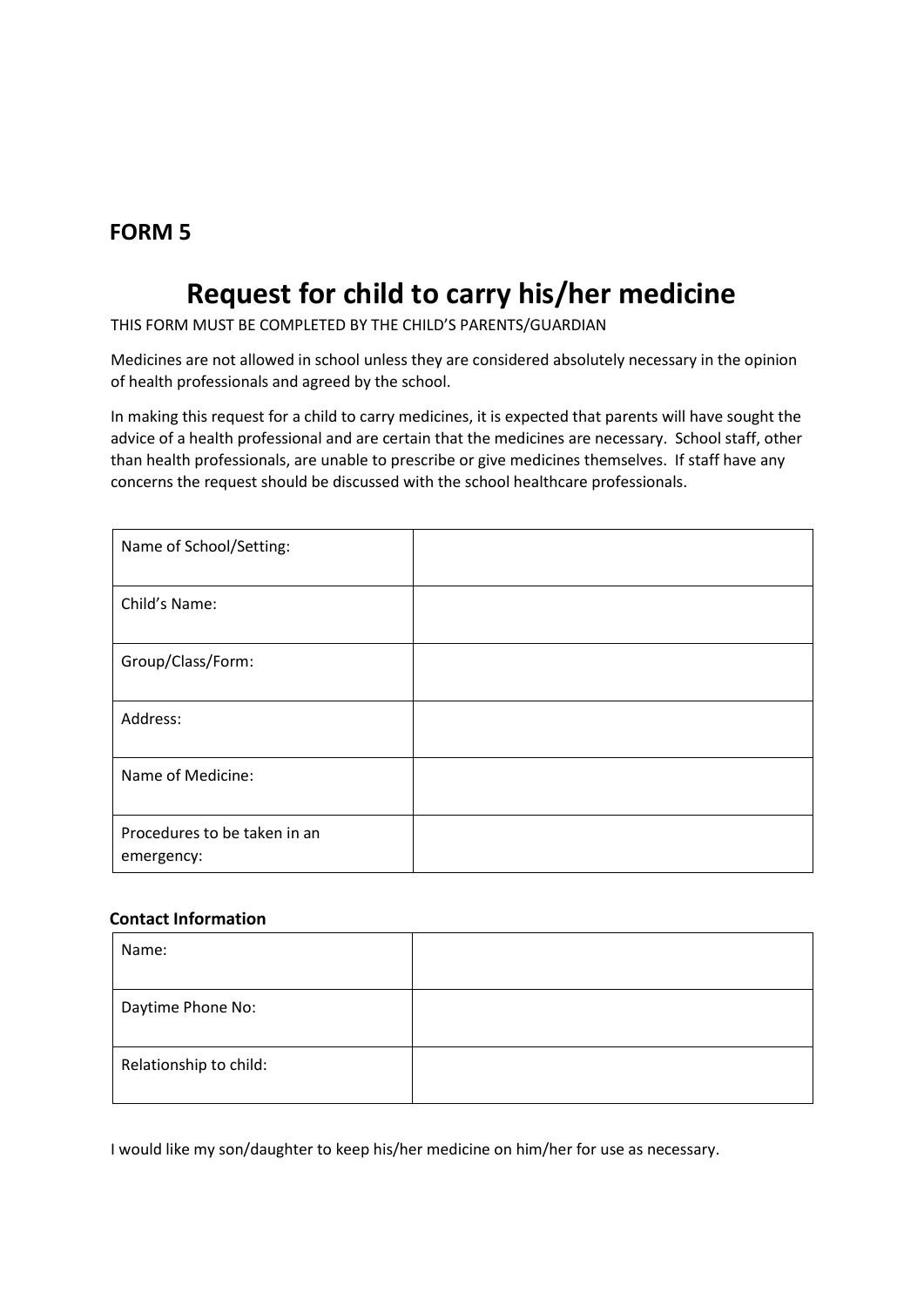## FORM 5

# Request for child to carry his/her medicine

THIS FORM MUST BE COMPLETED BY THE CHILD'S PARENTS/GUARDIAN

Medicines are not allowed in school unless they are considered absolutely necessary in the opinion of health professionals and agreed by the school.

In making this request for a child to carry medicines, it is expected that parents will have sought the advice of a health professional and are certain that the medicines are necessary. School staff, other than health professionals, are unable to prescribe or give medicines themselves. If staff have any concerns the request should be discussed with the school healthcare professionals.

| | |
|---|---|
| Name of School/Setting: | |
| Child's Name: | |
| Group/Class/Form: | |
| Address: | |
| Name of Medicine: | |
| Procedures to be taken in an emergency: | |

**Contact Information**

| | |
|---|---|
| Name: | |
| Daytime Phone No: | |
| Relationship to child: | |

I would like my son/daughter to keep his/her medicine on him/her for use as necessary.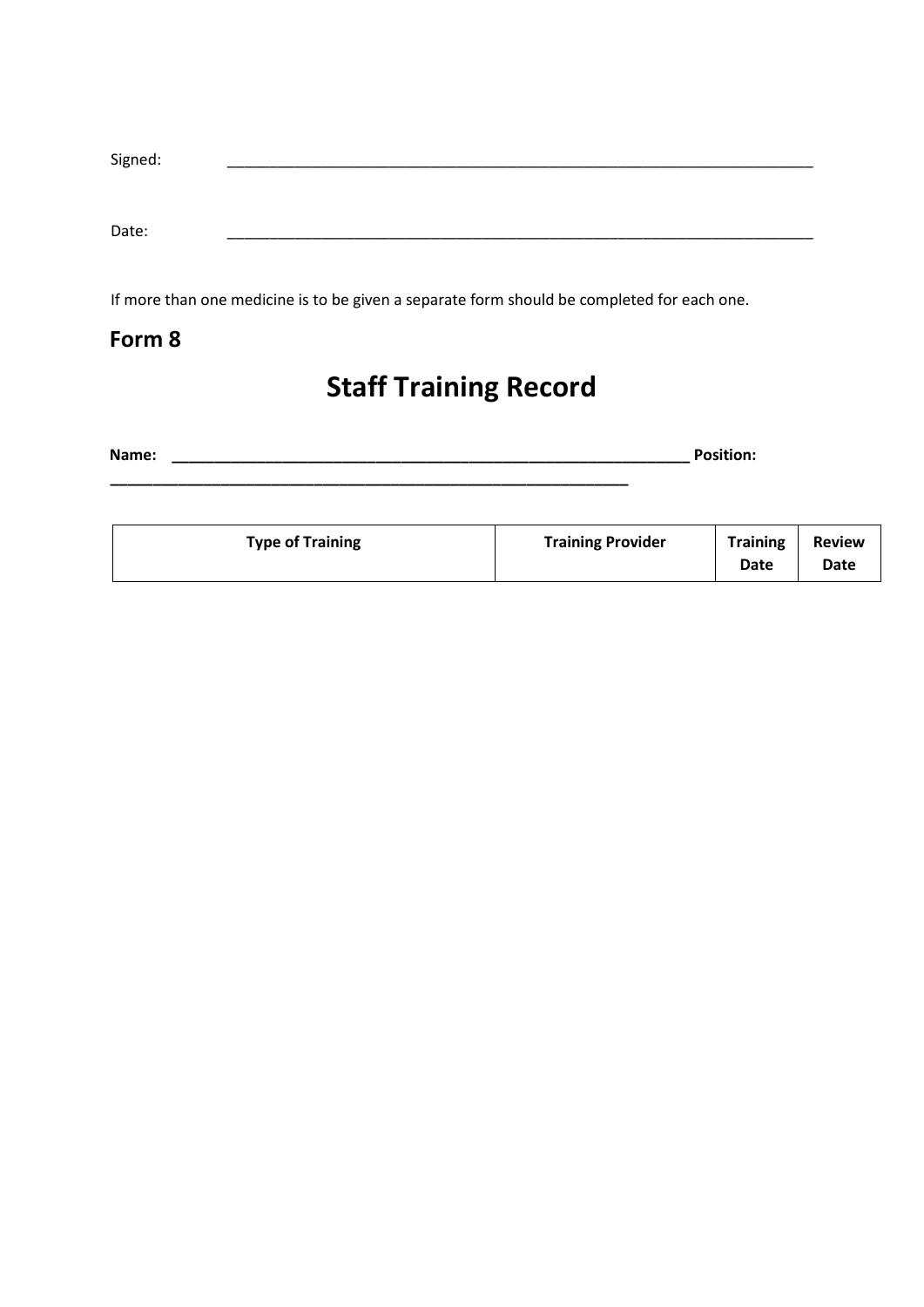Signed: ______________________________________________________________________

Date: ______________________________________________________________________

If more than one medicine is to be given a separate form should be completed for each one.

## Form 8

# Staff Training Record

**Name: ______________________________________________________________ Position: ______________________________________________________________**

| Type of Training | Training Provider | Training Date | Review Date |
|---|---|---|---|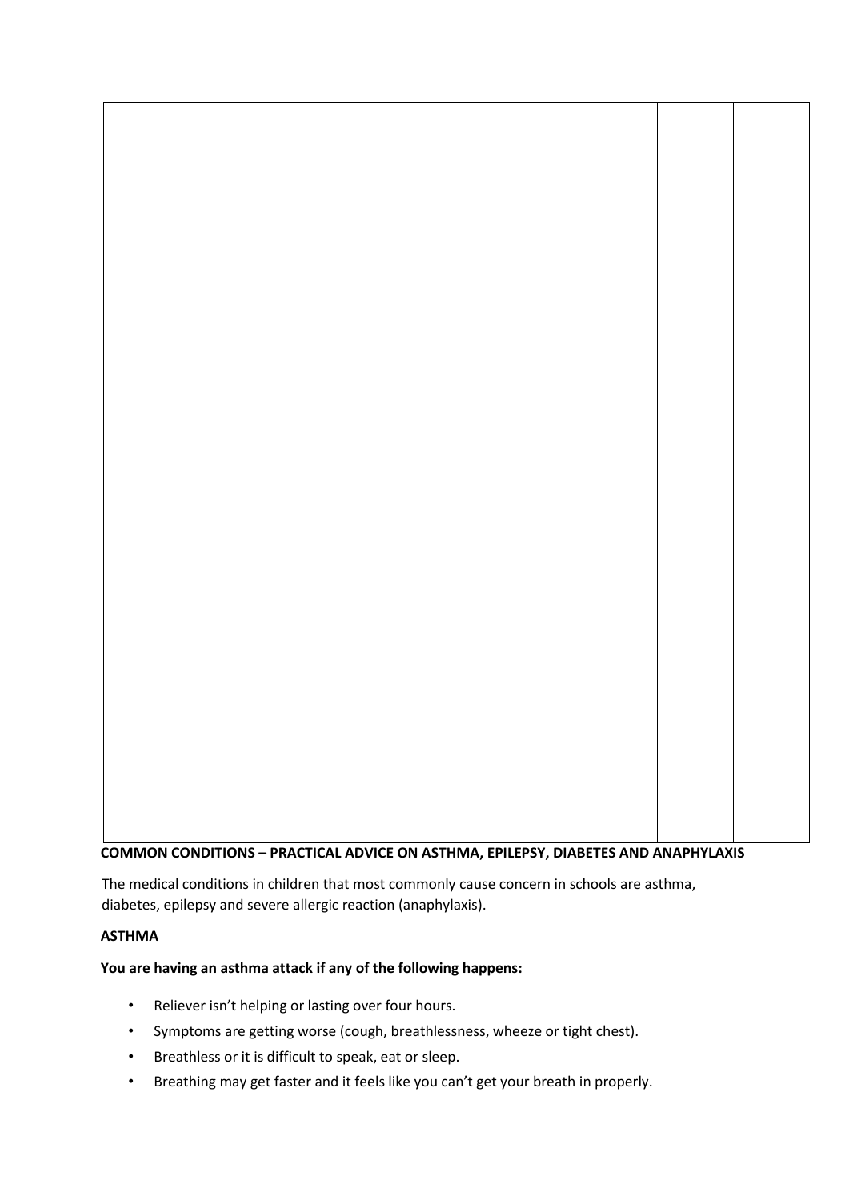| | | | |
|---|---|---|---|
| | | | |

**COMMON CONDITIONS – PRACTICAL ADVICE ON ASTHMA, EPILEPSY, DIABETES AND ANAPHYLAXIS**

The medical conditions in children that most commonly cause concern in schools are asthma, diabetes, epilepsy and severe allergic reaction (anaphylaxis).

**ASTHMA**

**You are having an asthma attack if any of the following happens:**

- Reliever isn't helping or lasting over four hours.
- Symptoms are getting worse (cough, breathlessness, wheeze or tight chest).
- Breathless or it is difficult to speak, eat or sleep.
- Breathing may get faster and it feels like you can't get your breath in properly.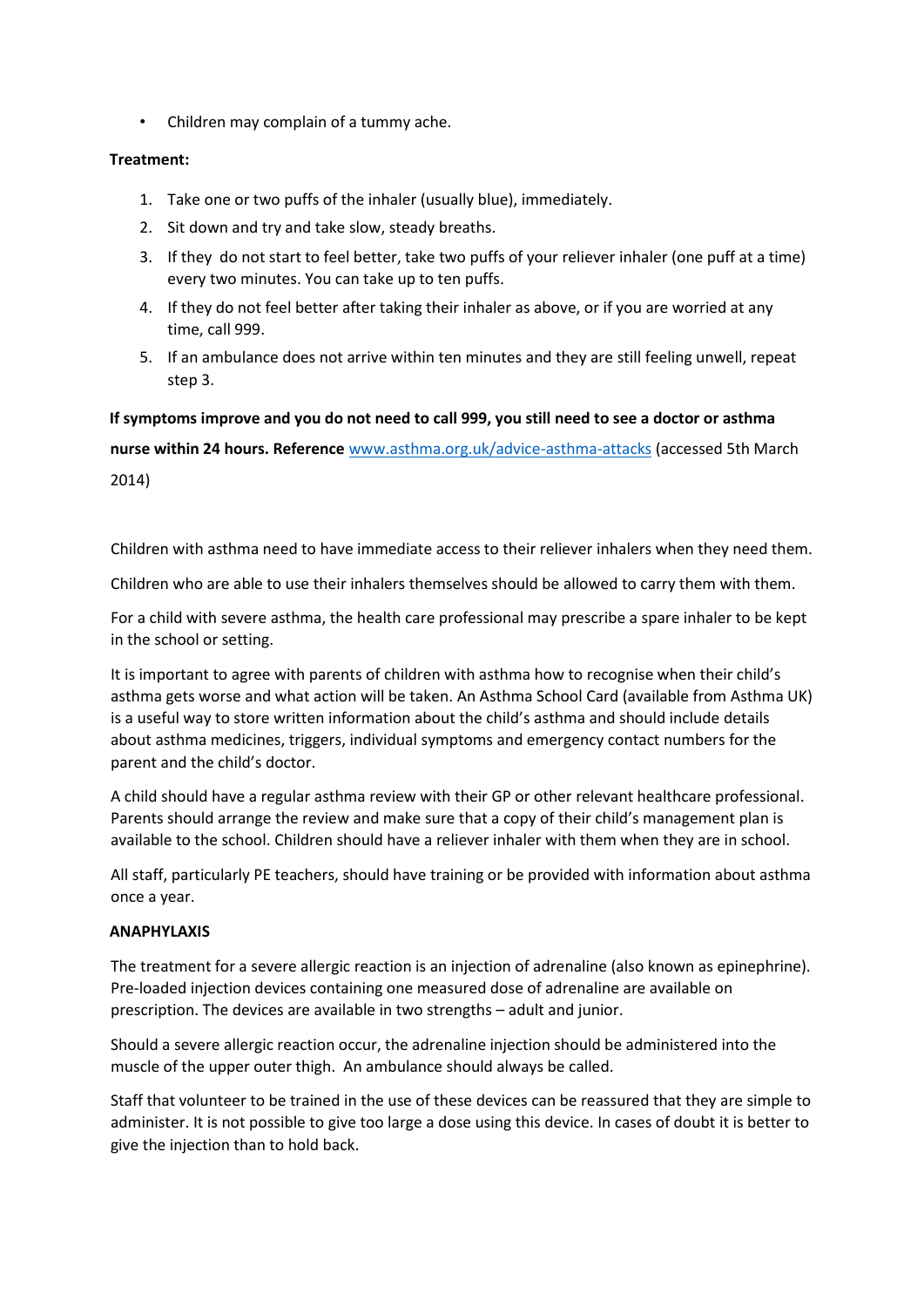- Children may complain of a tummy ache.

**Treatment:**

1. Take one or two puffs of the inhaler (usually blue), immediately.
2. Sit down and try and take slow, steady breaths.
3. If they do not start to feel better, take two puffs of your reliever inhaler (one puff at a time) every two minutes. You can take up to ten puffs.
4. If they do not feel better after taking their inhaler as above, or if you are worried at any time, call 999.
5. If an ambulance does not arrive within ten minutes and they are still feeling unwell, repeat step 3.

**If symptoms improve and you do not need to call 999, you still need to see a doctor or asthma nurse within 24 hours. Reference** www.asthma.org.uk/advice-asthma-attacks (accessed 5th March 2014)

Children with asthma need to have immediate access to their reliever inhalers when they need them.

Children who are able to use their inhalers themselves should be allowed to carry them with them.

For a child with severe asthma, the health care professional may prescribe a spare inhaler to be kept in the school or setting.

It is important to agree with parents of children with asthma how to recognise when their child's asthma gets worse and what action will be taken. An Asthma School Card (available from Asthma UK) is a useful way to store written information about the child's asthma and should include details about asthma medicines, triggers, individual symptoms and emergency contact numbers for the parent and the child's doctor.

A child should have a regular asthma review with their GP or other relevant healthcare professional. Parents should arrange the review and make sure that a copy of their child's management plan is available to the school. Children should have a reliever inhaler with them when they are in school.

All staff, particularly PE teachers, should have training or be provided with information about asthma once a year.

**ANAPHYLAXIS**

The treatment for a severe allergic reaction is an injection of adrenaline (also known as epinephrine). Pre-loaded injection devices containing one measured dose of adrenaline are available on prescription. The devices are available in two strengths – adult and junior.

Should a severe allergic reaction occur, the adrenaline injection should be administered into the muscle of the upper outer thigh. An ambulance should always be called.

Staff that volunteer to be trained in the use of these devices can be reassured that they are simple to administer. It is not possible to give too large a dose using this device. In cases of doubt it is better to give the injection than to hold back.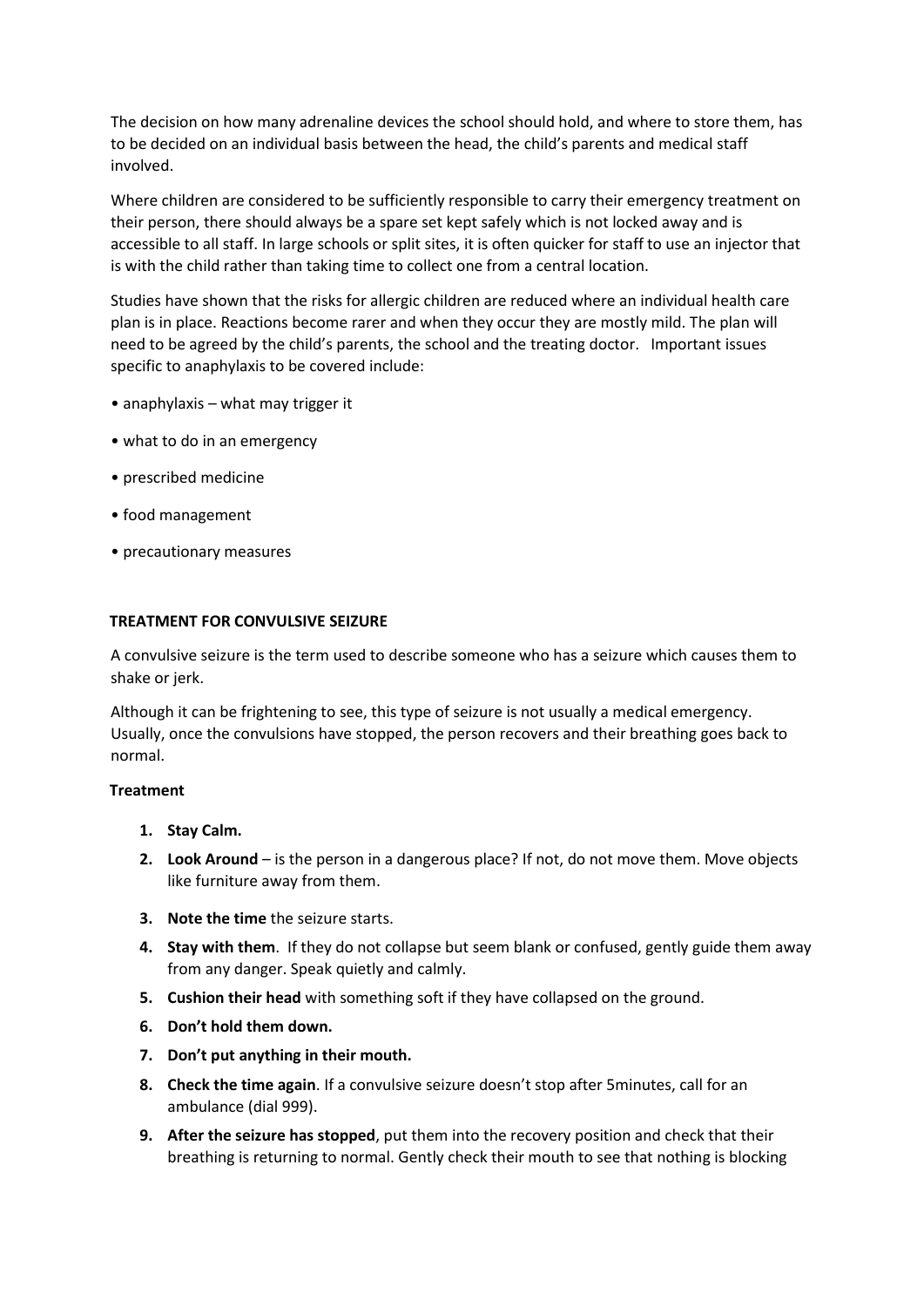The decision on how many adrenaline devices the school should hold, and where to store them, has to be decided on an individual basis between the head, the child's parents and medical staff involved.

Where children are considered to be sufficiently responsible to carry their emergency treatment on their person, there should always be a spare set kept safely which is not locked away and is accessible to all staff. In large schools or split sites, it is often quicker for staff to use an injector that is with the child rather than taking time to collect one from a central location.

Studies have shown that the risks for allergic children are reduced where an individual health care plan is in place. Reactions become rarer and when they occur they are mostly mild. The plan will need to be agreed by the child's parents, the school and the treating doctor. Important issues specific to anaphylaxis to be covered include:

- anaphylaxis – what may trigger it
- what to do in an emergency
- prescribed medicine
- food management
- precautionary measures

**TREATMENT FOR CONVULSIVE SEIZURE**

A convulsive seizure is the term used to describe someone who has a seizure which causes them to shake or jerk.

Although it can be frightening to see, this type of seizure is not usually a medical emergency. Usually, once the convulsions have stopped, the person recovers and their breathing goes back to normal.

**Treatment**

1. **Stay Calm.**
2. **Look Around** – is the person in a dangerous place? If not, do not move them. Move objects like furniture away from them.
3. **Note the time** the seizure starts.
4. **Stay with them**. If they do not collapse but seem blank or confused, gently guide them away from any danger. Speak quietly and calmly.
5. **Cushion their head** with something soft if they have collapsed on the ground.
6. **Don't hold them down.**
7. **Don't put anything in their mouth.**
8. **Check the time again**. If a convulsive seizure doesn't stop after 5minutes, call for an ambulance (dial 999).
9. **After the seizure has stopped**, put them into the recovery position and check that their breathing is returning to normal. Gently check their mouth to see that nothing is blocking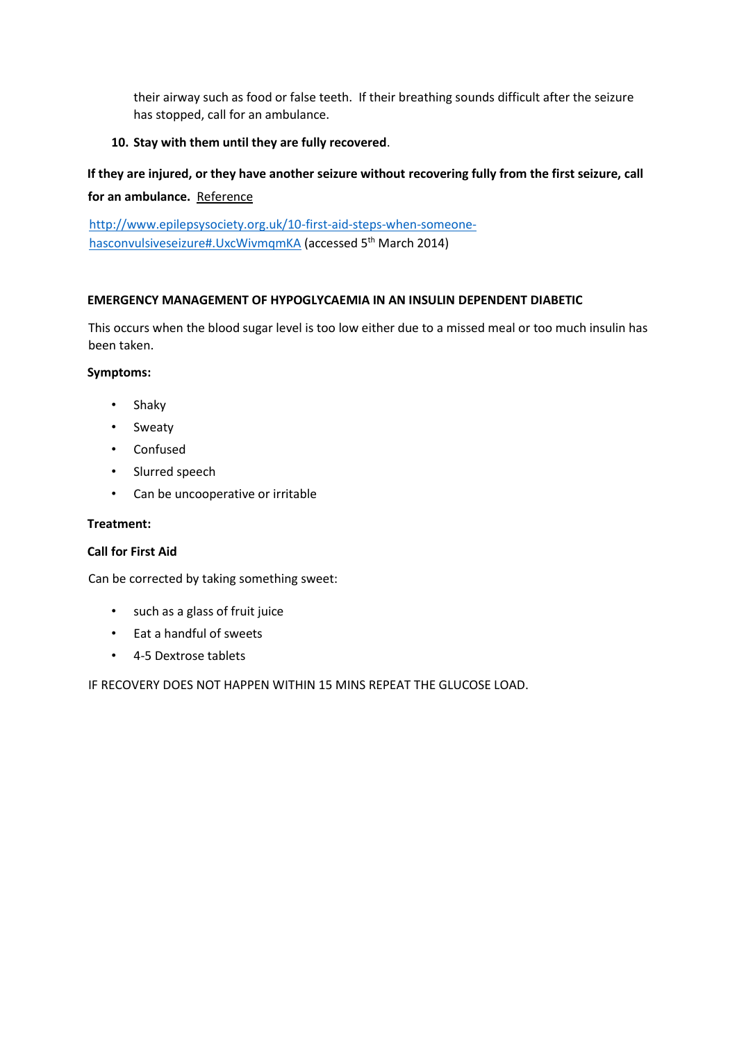their airway such as food or false teeth. If their breathing sounds difficult after the seizure has stopped, call for an ambulance.

10. **Stay with them until they are fully recovered**.

**If they are injured, or they have another seizure without recovering fully from the first seizure, call for an ambulance.** Reference

http://www.epilepsysociety.org.uk/10-first-aid-steps-when-someone-hasconvulsiveseizure#.UxcWivmqmKA (accessed 5th March 2014)

**EMERGENCY MANAGEMENT OF HYPOGLYCAEMIA IN AN INSULIN DEPENDENT DIABETIC**

This occurs when the blood sugar level is too low either due to a missed meal or too much insulin has been taken.

**Symptoms:**

- Shaky
- Sweaty
- Confused
- Slurred speech
- Can be uncooperative or irritable

**Treatment:**

**Call for First Aid**

Can be corrected by taking something sweet:

- such as a glass of fruit juice
- Eat a handful of sweets
- 4-5 Dextrose tablets

IF RECOVERY DOES NOT HAPPEN WITHIN 15 MINS REPEAT THE GLUCOSE LOAD.